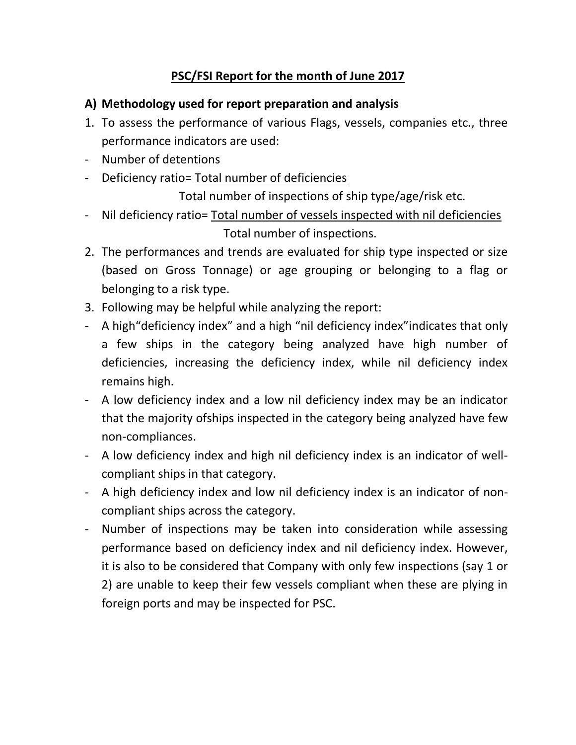## PSC/FSI Report for the month of June 2017

### A) Methodology used for report preparation and analysis

1. To assess the performance of various Flags, vessels, companies etc., three performance indicators are used:
   - Number of detentions
   - Deficiency ratio= $\frac{\text{Total number of deficiencies}}{\text{Total number of inspections of ship type/age/risk etc.}}$
   - Nil deficiency ratio= $\frac{\text{Total number of vessels inspected with nil deficiencies}}{\text{Total number of inspections.}}$
2. The performances and trends are evaluated for ship type inspected or size (based on Gross Tonnage) or age grouping or belonging to a flag or belonging to a risk type.
3. Following may be helpful while analyzing the report:
   - A high"deficiency index" and a high "nil deficiency index"indicates that only a few ships in the category being analyzed have high number of deficiencies, increasing the deficiency index, while nil deficiency index remains high.
   - A low deficiency index and a low nil deficiency index may be an indicator that the majority ofships inspected in the category being analyzed have few non-compliances.
   - A low deficiency index and high nil deficiency index is an indicator of well-compliant ships in that category.
   - A high deficiency index and low nil deficiency index is an indicator of non-compliant ships across the category.
   - Number of inspections may be taken into consideration while assessing performance based on deficiency index and nil deficiency index. However, it is also to be considered that Company with only few inspections (say 1 or 2) are unable to keep their few vessels compliant when these are plying in foreign ports and may be inspected for PSC.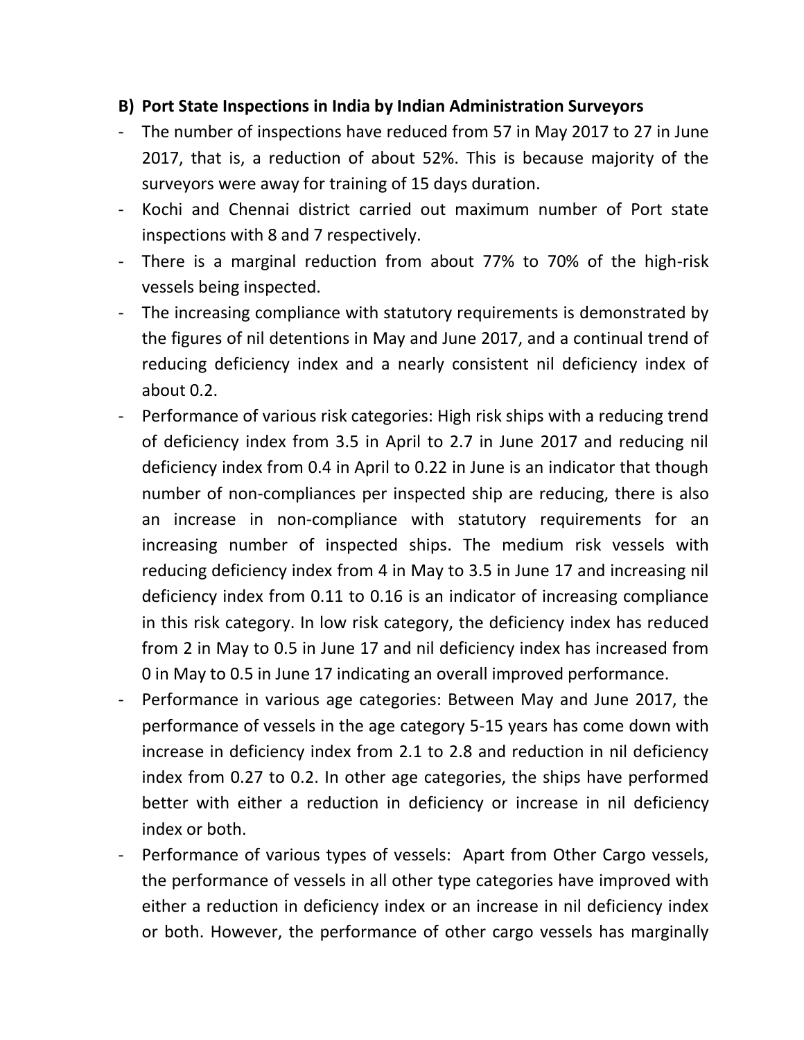**B) Port State Inspections in India by Indian Administration Surveyors**

- The number of inspections have reduced from 57 in May 2017 to 27 in June 2017, that is, a reduction of about 52%. This is because majority of the surveyors were away for training of 15 days duration.
- Kochi and Chennai district carried out maximum number of Port state inspections with 8 and 7 respectively.
- There is a marginal reduction from about 77% to 70% of the high-risk vessels being inspected.
- The increasing compliance with statutory requirements is demonstrated by the figures of nil detentions in May and June 2017, and a continual trend of reducing deficiency index and a nearly consistent nil deficiency index of about 0.2.
- Performance of various risk categories: High risk ships with a reducing trend of deficiency index from 3.5 in April to 2.7 in June 2017 and reducing nil deficiency index from 0.4 in April to 0.22 in June is an indicator that though number of non-compliances per inspected ship are reducing, there is also an increase in non-compliance with statutory requirements for an increasing number of inspected ships. The medium risk vessels with reducing deficiency index from 4 in May to 3.5 in June 17 and increasing nil deficiency index from 0.11 to 0.16 is an indicator of increasing compliance in this risk category. In low risk category, the deficiency index has reduced from 2 in May to 0.5 in June 17 and nil deficiency index has increased from 0 in May to 0.5 in June 17 indicating an overall improved performance.
- Performance in various age categories: Between May and June 2017, the performance of vessels in the age category 5-15 years has come down with increase in deficiency index from 2.1 to 2.8 and reduction in nil deficiency index from 0.27 to 0.2. In other age categories, the ships have performed better with either a reduction in deficiency or increase in nil deficiency index or both.
- Performance of various types of vessels: Apart from Other Cargo vessels, the performance of vessels in all other type categories have improved with either a reduction in deficiency index or an increase in nil deficiency index or both. However, the performance of other cargo vessels has marginally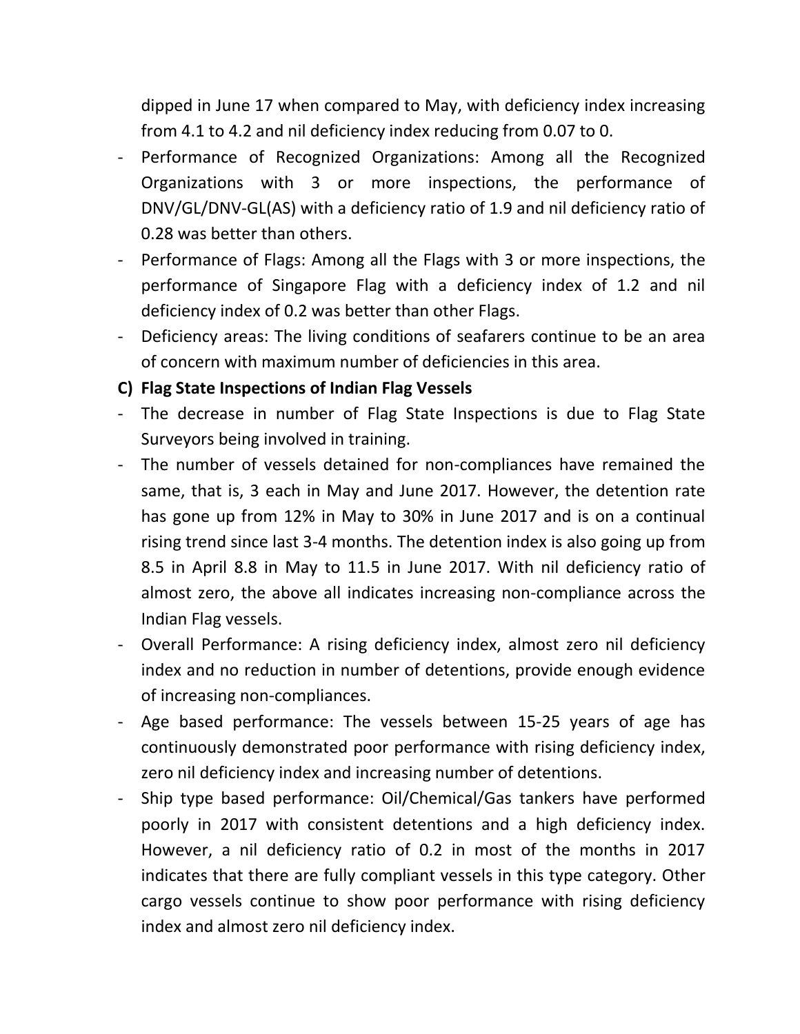dipped in June 17 when compared to May, with deficiency index increasing from 4.1 to 4.2 and nil deficiency index reducing from 0.07 to 0.

- Performance of Recognized Organizations: Among all the Recognized Organizations with 3 or more inspections, the performance of DNV/GL/DNV-GL(AS) with a deficiency ratio of 1.9 and nil deficiency ratio of 0.28 was better than others.
- Performance of Flags: Among all the Flags with 3 or more inspections, the performance of Singapore Flag with a deficiency index of 1.2 and nil deficiency index of 0.2 was better than other Flags.
- Deficiency areas: The living conditions of seafarers continue to be an area of concern with maximum number of deficiencies in this area.

**C) Flag State Inspections of Indian Flag Vessels**

- The decrease in number of Flag State Inspections is due to Flag State Surveyors being involved in training.
- The number of vessels detained for non-compliances have remained the same, that is, 3 each in May and June 2017. However, the detention rate has gone up from 12% in May to 30% in June 2017 and is on a continual rising trend since last 3-4 months. The detention index is also going up from 8.5 in April 8.8 in May to 11.5 in June 2017. With nil deficiency ratio of almost zero, the above all indicates increasing non-compliance across the Indian Flag vessels.
- Overall Performance: A rising deficiency index, almost zero nil deficiency index and no reduction in number of detentions, provide enough evidence of increasing non-compliances.
- Age based performance: The vessels between 15-25 years of age has continuously demonstrated poor performance with rising deficiency index, zero nil deficiency index and increasing number of detentions.
- Ship type based performance: Oil/Chemical/Gas tankers have performed poorly in 2017 with consistent detentions and a high deficiency index. However, a nil deficiency ratio of 0.2 in most of the months in 2017 indicates that there are fully compliant vessels in this type category. Other cargo vessels continue to show poor performance with rising deficiency index and almost zero nil deficiency index.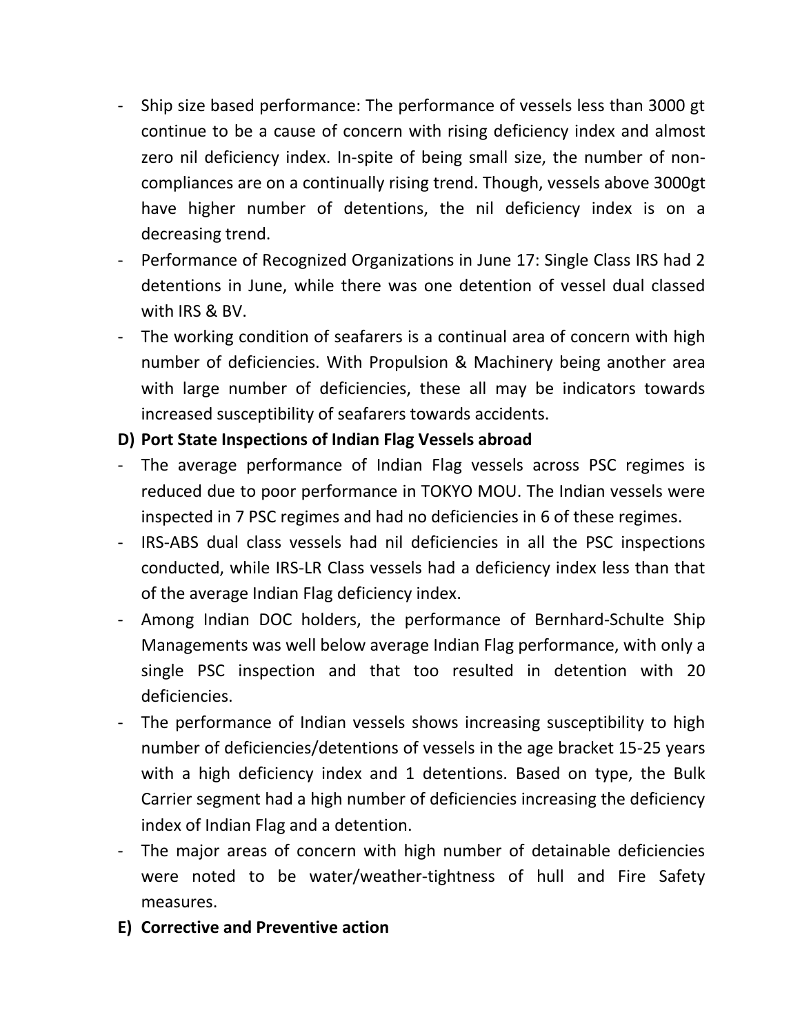- Ship size based performance: The performance of vessels less than 3000 gt continue to be a cause of concern with rising deficiency index and almost zero nil deficiency index. In-spite of being small size, the number of non-compliances are on a continually rising trend. Though, vessels above 3000gt have higher number of detentions, the nil deficiency index is on a decreasing trend.
- Performance of Recognized Organizations in June 17: Single Class IRS had 2 detentions in June, while there was one detention of vessel dual classed with IRS & BV.
- The working condition of seafarers is a continual area of concern with high number of deficiencies. With Propulsion & Machinery being another area with large number of deficiencies, these all may be indicators towards increased susceptibility of seafarers towards accidents.

**D) Port State Inspections of Indian Flag Vessels abroad**

- The average performance of Indian Flag vessels across PSC regimes is reduced due to poor performance in TOKYO MOU. The Indian vessels were inspected in 7 PSC regimes and had no deficiencies in 6 of these regimes.
- IRS-ABS dual class vessels had nil deficiencies in all the PSC inspections conducted, while IRS-LR Class vessels had a deficiency index less than that of the average Indian Flag deficiency index.
- Among Indian DOC holders, the performance of Bernhard-Schulte Ship Managements was well below average Indian Flag performance, with only a single PSC inspection and that too resulted in detention with 20 deficiencies.
- The performance of Indian vessels shows increasing susceptibility to high number of deficiencies/detentions of vessels in the age bracket 15-25 years with a high deficiency index and 1 detentions. Based on type, the Bulk Carrier segment had a high number of deficiencies increasing the deficiency index of Indian Flag and a detention.
- The major areas of concern with high number of detainable deficiencies were noted to be water/weather-tightness of hull and Fire Safety measures.

**E) Corrective and Preventive action**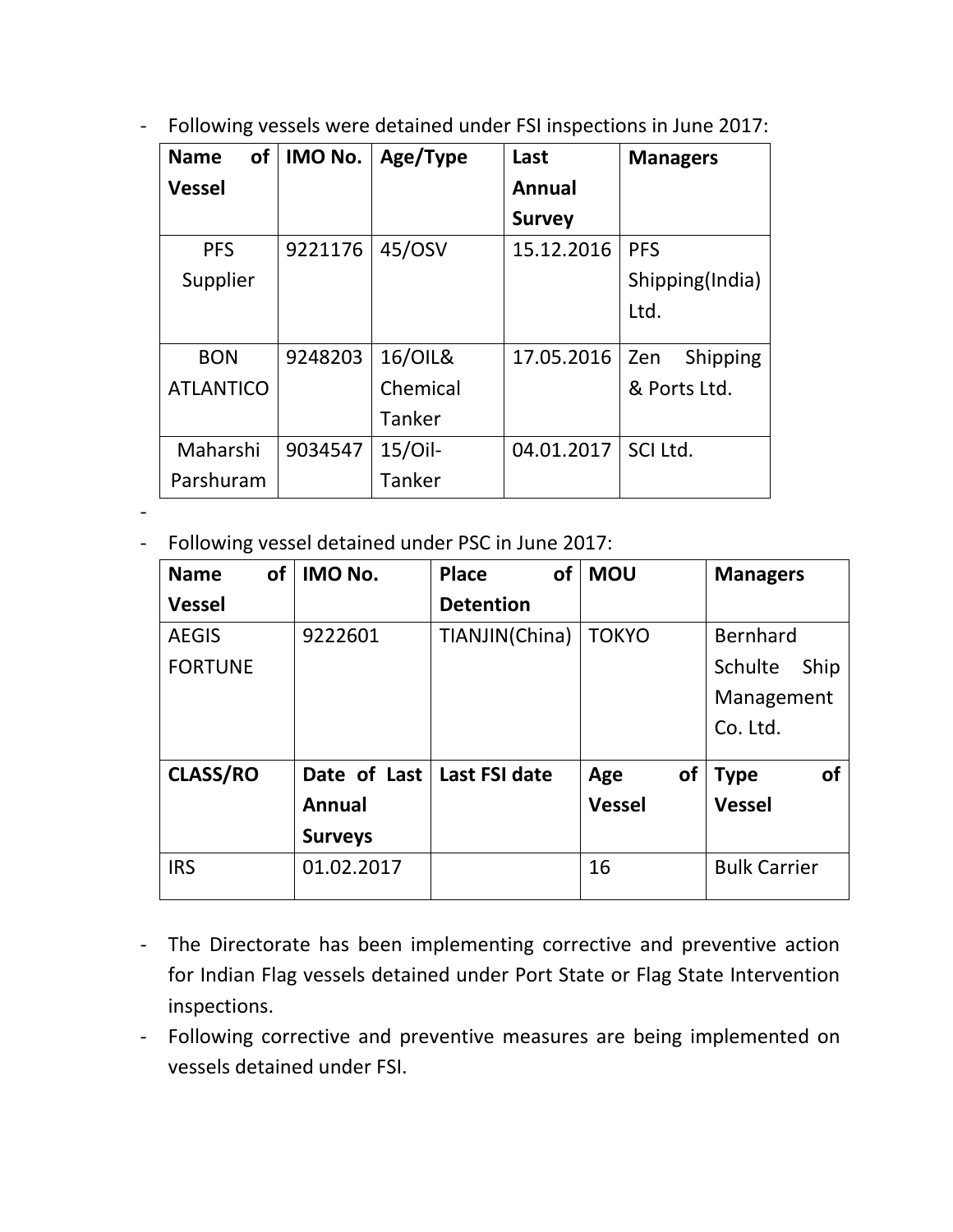- Following vessels were detained under FSI inspections in June 2017:

| Name of Vessel | IMO No. | Age/Type | Last Annual Survey | Managers |
|---|---|---|---|---|
| PFS Supplier | 9221176 | 45/OSV | 15.12.2016 | PFS Shipping(India) Ltd. |
| BON ATLANTICO | 9248203 | 16/OIL& Chemical Tanker | 17.05.2016 | Zen Shipping & Ports Ltd. |
| Maharshi Parshuram | 9034547 | 15/Oil-Tanker | 04.01.2017 | SCI Ltd. |

-
- Following vessel detained under PSC in June 2017:

| Name of Vessel | IMO No. | Place of Detention | MOU | Managers |
|---|---|---|---|---|
| AEGIS FORTUNE | 9222601 | TIANJIN(China) | TOKYO | Bernhard Schulte Ship Management Co. Ltd. |
| **CLASS/RO** | **Date of Last Annual Surveys** | **Last FSI date** | **Age of Vessel** | **Type of Vessel** |
| IRS | 01.02.2017 | | 16 | Bulk Carrier |

- The Directorate has been implementing corrective and preventive action for Indian Flag vessels detained under Port State or Flag State Intervention inspections.
- Following corrective and preventive measures are being implemented on vessels detained under FSI.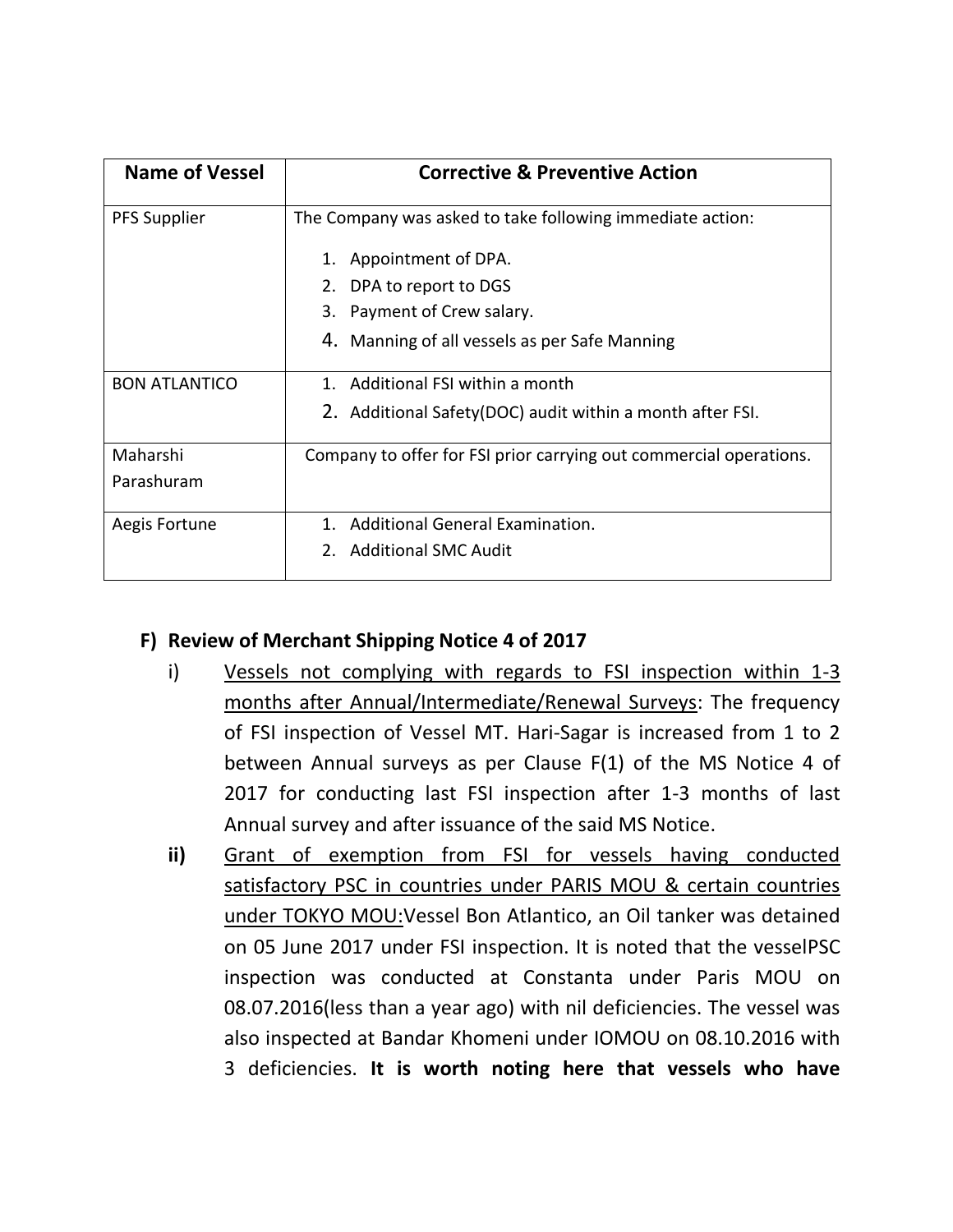| Name of Vessel | Corrective & Preventive Action |
|---|---|
| PFS Supplier | The Company was asked to take following immediate action:<br>1. Appointment of DPA.<br>2. DPA to report to DGS<br>3. Payment of Crew salary.<br>4. Manning of all vessels as per Safe Manning |
| BON ATLANTICO | 1. Additional FSI within a month<br>2. Additional Safety(DOC) audit within a month after FSI. |
| Maharshi Parashuram | Company to offer for FSI prior carrying out commercial operations. |
| Aegis Fortune | 1. Additional General Examination.<br>2. Additional SMC Audit |

## F) Review of Merchant Shipping Notice 4 of 2017

i) Vessels not complying with regards to FSI inspection within 1-3 months after Annual/Intermediate/Renewal Surveys: The frequency of FSI inspection of Vessel MT. Hari-Sagar is increased from 1 to 2 between Annual surveys as per Clause F(1) of the MS Notice 4 of 2017 for conducting last FSI inspection after 1-3 months of last Annual survey and after issuance of the said MS Notice.

**ii)** Grant of exemption from FSI for vessels having conducted satisfactory PSC in countries under PARIS MOU & certain countries under TOKYO MOU:Vessel Bon Atlantico, an Oil tanker was detained on 05 June 2017 under FSI inspection. It is noted that the vesselPSC inspection was conducted at Constanta under Paris MOU on 08.07.2016(less than a year ago) with nil deficiencies. The vessel was also inspected at Bandar Khomeni under IOMOU on 08.10.2016 with 3 deficiencies. **It is worth noting here that vessels who have**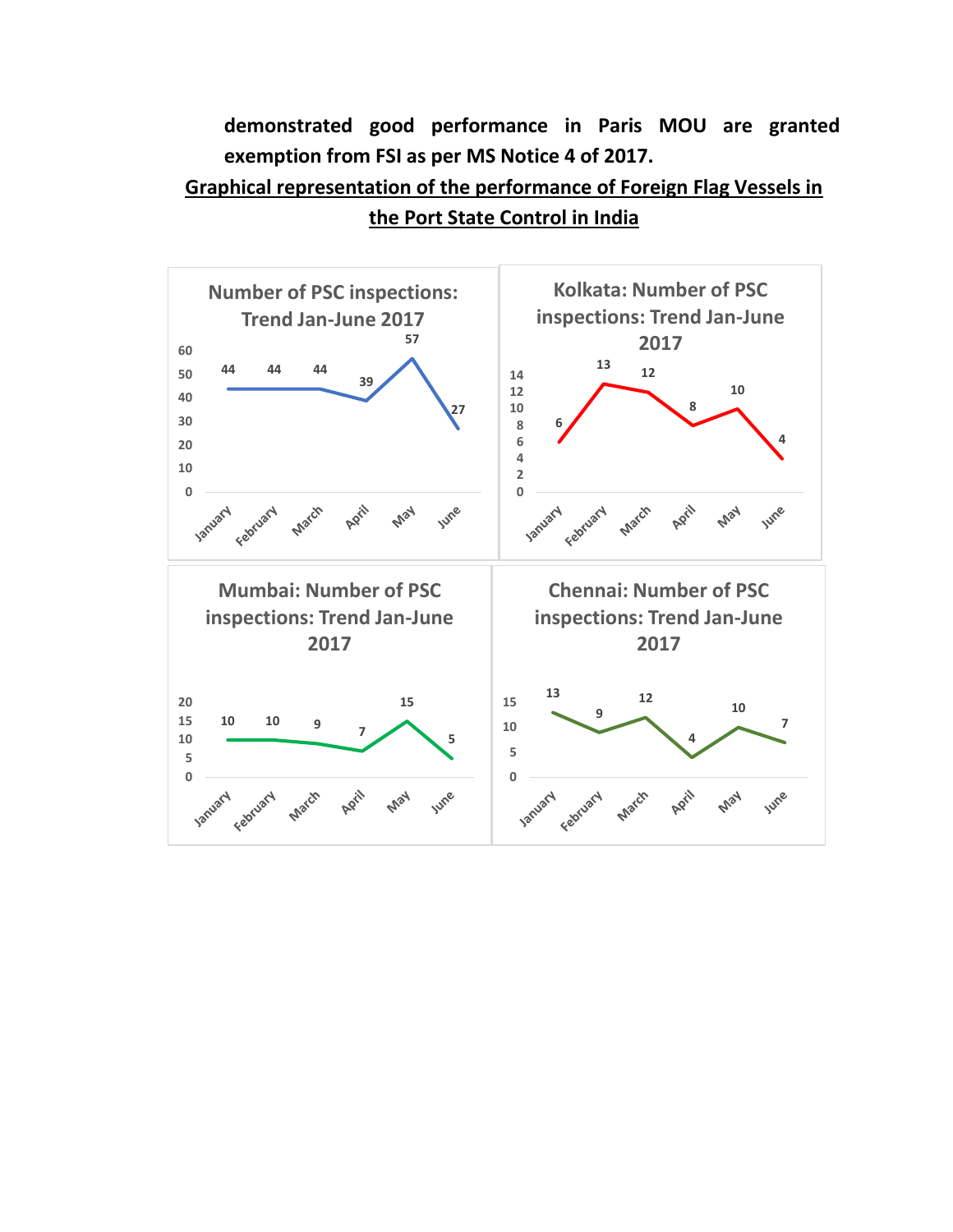demonstrated good performance in Paris MOU are granted exemption from FSI as per MS Notice 4 of 2017.

**Graphical representation of the performance of Foreign Flag Vessels in the Port State Control in India**

**Number of PSC inspections: Trend Jan-June 2017**

| January | February | March | April | May | June |
|---|---|---|---|---|---|
| 44 | 44 | 44 | 39 | 57 | 27 |

**Kolkata: Number of PSC inspections: Trend Jan-June 2017**

| January | February | March | April | May | June |
|---|---|---|---|---|---|
| 6 | 13 | 12 | 8 | 10 | 4 |

**Mumbai: Number of PSC inspections: Trend Jan-June 2017**

| January | February | March | April | May | June |
|---|---|---|---|---|---|
| 10 | 10 | 9 | 7 | 15 | 5 |

**Chennai: Number of PSC inspections: Trend Jan-June 2017**

| January | February | March | April | May | June |
|---|---|---|---|---|---|
| 13 | 9 | 12 | 4 | 10 | 7 |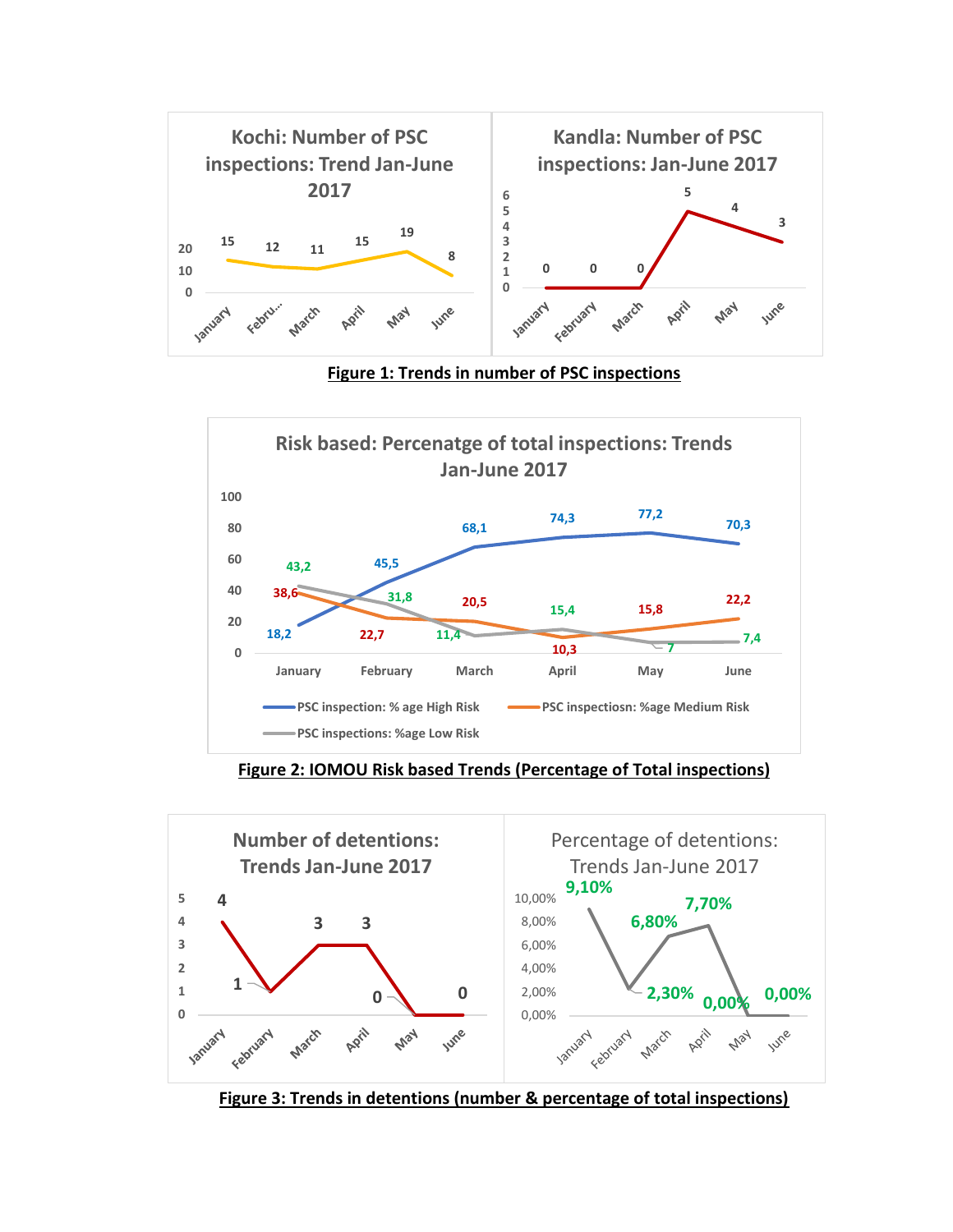**Kochi: Number of PSC inspections: Trend Jan-June 2017**

| Month | January | February | March | April | May | June |
|---|---|---|---|---|---|---|
| Number | 15 | 12 | 11 | 15 | 19 | 8 |

**Kandla: Number of PSC inspections: Jan-June 2017**

| Month | January | February | March | April | May | June |
|---|---|---|---|---|---|---|
| Number | 0 | 0 | 0 | 5 | 4 | 3 |

**Figure 1: Trends in number of PSC inspections**

**Risk based: Percenatge of total inspections: Trends Jan-June 2017**

| | January | February | March | April | May | June |
|---|---|---|---|---|---|---|
| PSC inspection: % age High Risk | 18,2 | 45,5 | 68,1 | 74,3 | 77,2 | 70,3 |
| PSC inspectiosn: %age Medium Risk | 38,6 | 22,7 | 20,5 | 10,3 | 15,8 | 22,2 |
| PSC inspections: %age Low Risk | 43,2 | 31,8 | 11,4 | 15,4 | 7 | 7,4 |

**Figure 2: IOMOU Risk based Trends (Percentage of Total inspections)**

**Number of detentions: Trends Jan-June 2017**

| Month | January | February | March | April | May | June |
|---|---|---|---|---|---|---|
| Number | 4 | 1 | 3 | 3 | 0 | 0 |

**Percentage of detentions: Trends Jan-June 2017**

| Month | January | February | March | April | May | June |
|---|---|---|---|---|---|---|
| Percentage | 9,10% | 2,30% | 6,80% | 7,70% | 0,00% | 0,00% |

**Figure 3: Trends in detentions (number & percentage of total inspections)**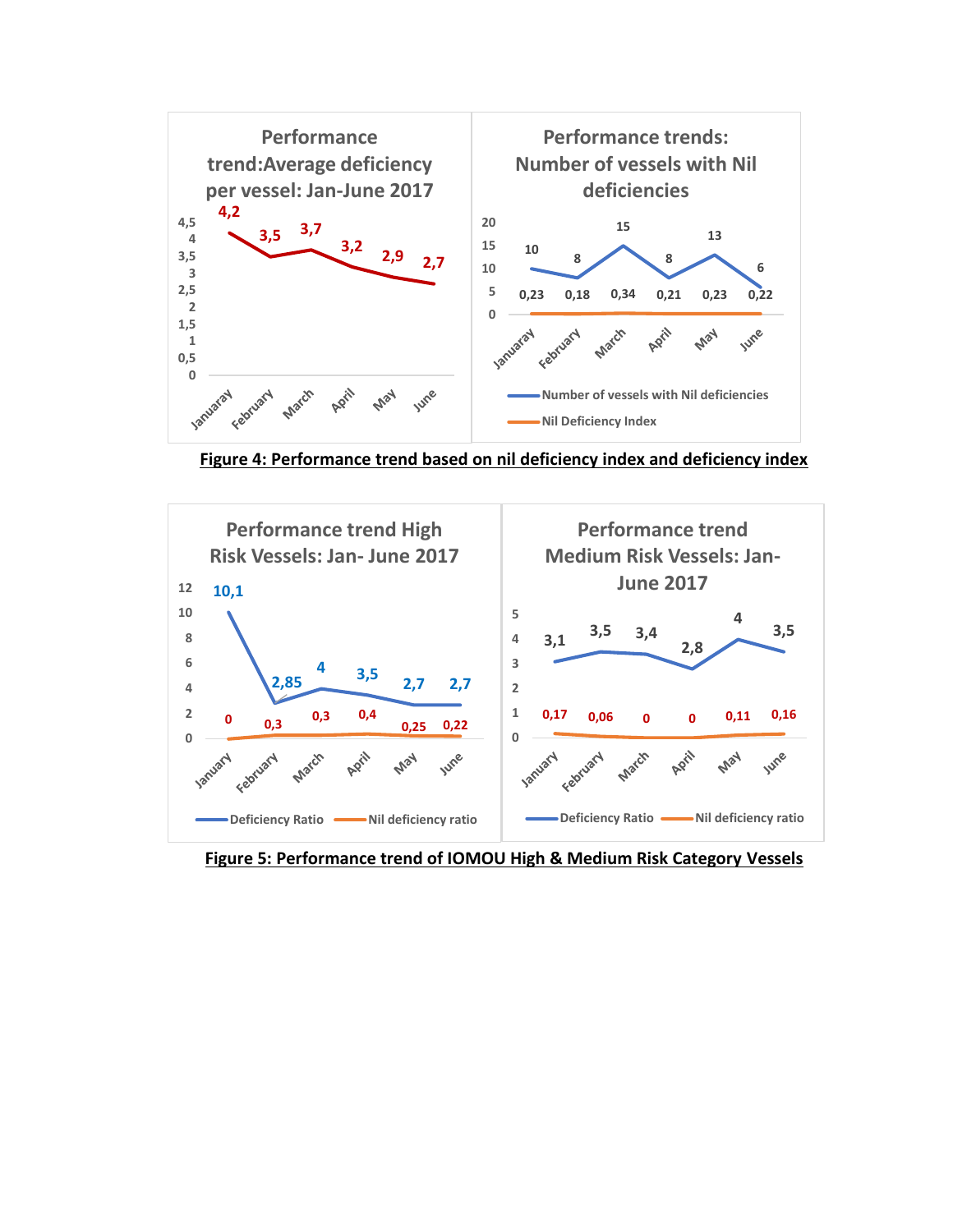**Performance trend:Average deficiency per vessel: Jan-June 2017**

| Month | Average deficiency per vessel |
|---|---|
| Januaray | 4,2 |
| February | 3,5 |
| March | 3,7 |
| April | 3,2 |
| May | 2,9 |
| June | 2,7 |

**Performance trends: Number of vessels with Nil deficiencies**

| Month | Number of vessels with Nil deficiencies | Nil Deficiency Index |
|---|---|---|
| Januaray | 10 | 0,23 |
| February | 8 | 0,18 |
| March | 15 | 0,34 |
| April | 8 | 0,21 |
| May | 13 | 0,23 |
| June | 6 | 0,22 |

**Figure 4: Performance trend based on nil deficiency index and deficiency index**

**Performance trend High Risk Vessels: Jan- June 2017**

| Month | Deficiency Ratio | Nil deficiency ratio |
|---|---|---|
| January | 10,1 | 0 |
| February | 2,85 | 0,3 |
| March | 4 | 0,3 |
| April | 3,5 | 0,4 |
| May | 2,7 | 0,25 |
| June | 2,7 | 0,22 |

**Performance trend Medium Risk Vessels: Jan- June 2017**

| Month | Deficiency Ratio | Nil deficiency ratio |
|---|---|---|
| January | 3,1 | 0,17 |
| February | 3,5 | 0,06 |
| March | 3,4 | 0 |
| April | 2,8 | 0 |
| May | 4 | 0,11 |
| June | 3,5 | 0,16 |

**Figure 5: Performance trend of IOMOU High & Medium Risk Category Vessels**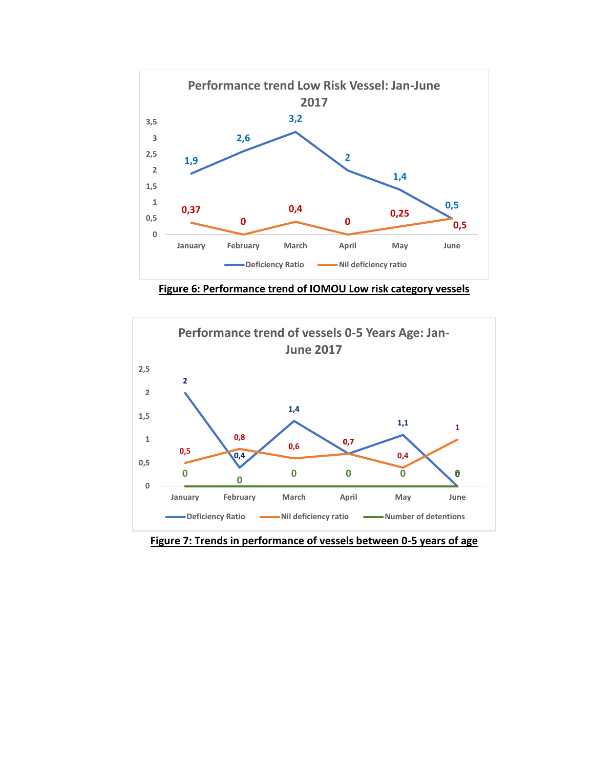**Performance trend Low Risk Vessel: Jan-June 2017**

| | January | February | March | April | May | June |
|---|---|---|---|---|---|---|
| Deficiency Ratio | 1,9 | 2,6 | 3,2 | 2 | 1,4 | 0,5 |
| Nil deficiency ratio | 0,37 | 0 | 0,4 | 0 | 0,25 | 0,5 |

**Figure 6: Performance trend of IOMOU Low risk category vessels**

**Performance trend of vessels 0-5 Years Age: Jan-June 2017**

| | January | February | March | April | May | June |
|---|---|---|---|---|---|---|
| Deficiency Ratio | 2 | 0,4 | 1,4 | 0,7 | 1,1 | 0 |
| Nil deficiency ratio | 0,5 | 0,8 | 0,6 | 0,7 | 0,4 | 1 |
| Number of detentions | 0 | 0 | 0 | 0 | 0 | 0 |

**Figure 7: Trends in performance of vessels between 0-5 years of age**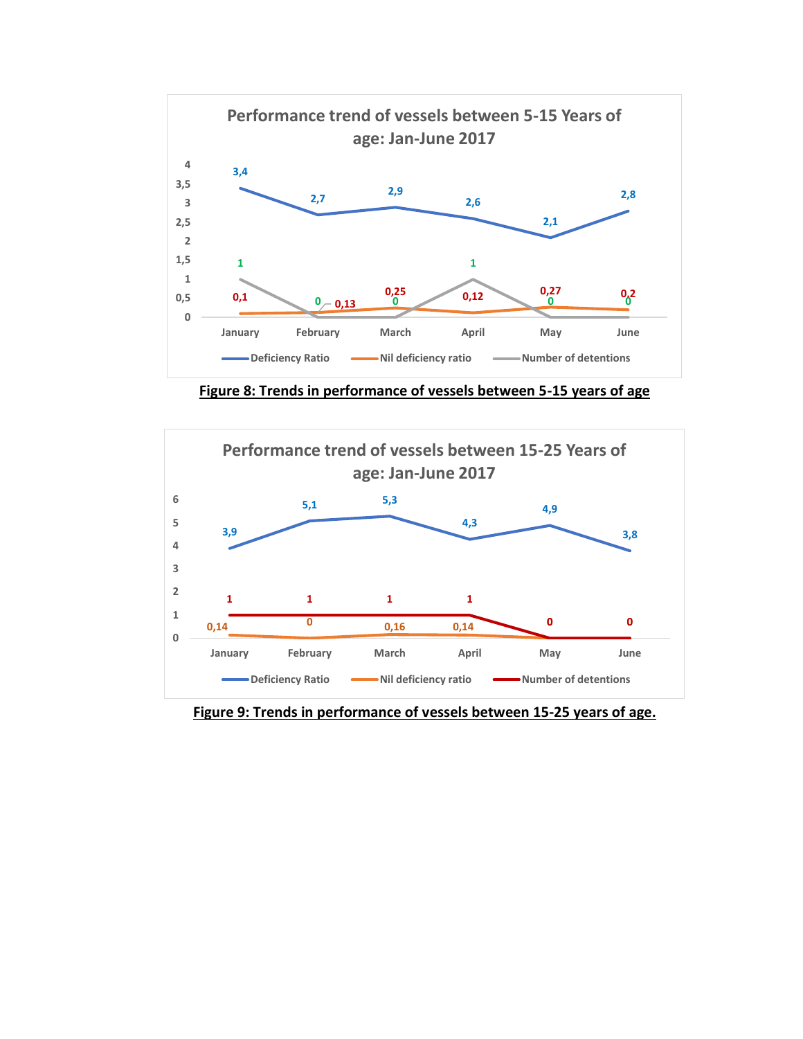**Performance trend of vessels between 5-15 Years of age: Jan-June 2017**

| | January | February | March | April | May | June |
|---|---|---|---|---|---|---|
| Deficiency Ratio | 3,4 | 2,7 | 2,9 | 2,6 | 2,1 | 2,8 |
| Nil deficiency ratio | 0,1 | 0,13 | 0,25 | 0,12 | 0,27 | 0,2 |
| Number of detentions | 1 | 0 | 0 | 1 | 0 | 0 |

**Figure 8: Trends in performance of vessels between 5-15 years of age**

**Performance trend of vessels between 15-25 Years of age: Jan-June 2017**

| | January | February | March | April | May | June |
|---|---|---|---|---|---|---|
| Deficiency Ratio | 3,9 | 5,1 | 5,3 | 4,3 | 4,9 | 3,8 |
| Nil deficiency ratio | 0,14 | 0 | 0,16 | 0,14 | | |
| Number of detentions | 1 | 1 | 1 | 1 | 0 | 0 |

**Figure 9: Trends in performance of vessels between 15-25 years of age.**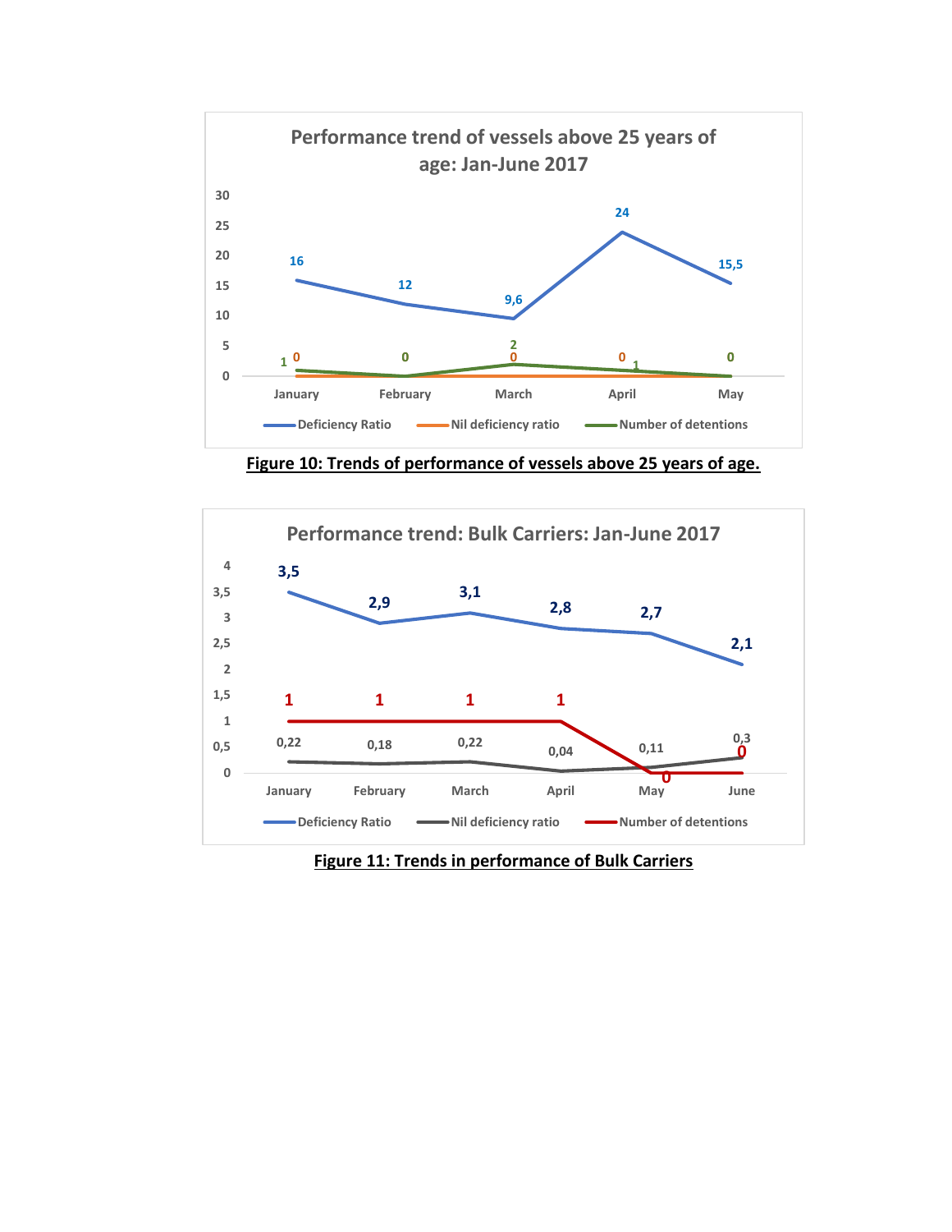**Performance trend of vessels above 25 years of age: Jan-June 2017**

| | January | February | March | April | May |
|---|---|---|---|---|---|
| Deficiency Ratio | 16 | 12 | 9,6 | 24 | 15,5 |
| Nil deficiency ratio | 0 | 0 | 0 | 0 | 0 |
| Number of detentions | 1 | 0 | 2 | 1 | 0 |

**Figure 10: Trends of performance of vessels above 25 years of age.**

**Performance trend: Bulk Carriers: Jan-June 2017**

| | January | February | March | April | May | June |
|---|---|---|---|---|---|---|
| Deficiency Ratio | 3,5 | 2,9 | 3,1 | 2,8 | 2,7 | 2,1 |
| Nil deficiency ratio | 0,22 | 0,18 | 0,22 | 0,04 | 0,11 | 0,3 |
| Number of detentions | 1 | 1 | 1 | 1 | 0 | 0 |

**Figure 11: Trends in performance of Bulk Carriers**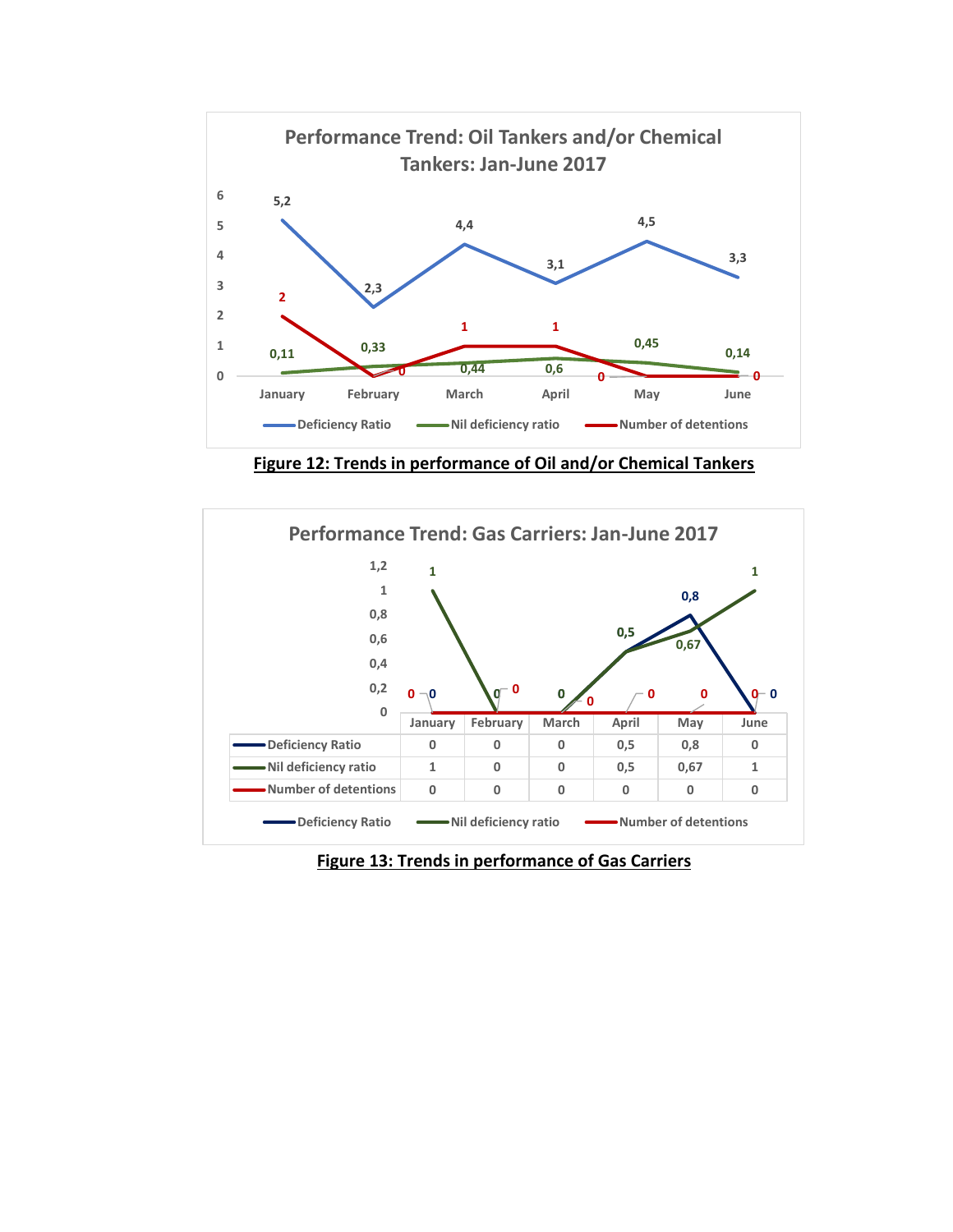**Figure 12: Trends in performance of Oil and/or Chemical Tankers**

| | Deficiency Ratio | Nil deficiency ratio | Number of detentions |
|---|---|---|---|
| January | 5,2 | 0,11 | 2 |
| February | 2,3 | 0,33 | 0 |
| March | 4,4 | 0,44 | 1 |
| April | 3,1 | 0,6 | 1 |
| May | 4,5 | 0,45 | 0 |
| June | 3,3 | 0,14 | 0 |

**Figure 13: Trends in performance of Gas Carriers**

| | January | February | March | April | May | June |
|---|---|---|---|---|---|---|
| Deficiency Ratio | 0 | 0 | 0 | 0,5 | 0,8 | 0 |
| Nil deficiency ratio | 1 | 0 | 0 | 0,5 | 0,67 | 1 |
| Number of detentions | 0 | 0 | 0 | 0 | 0 | 0 |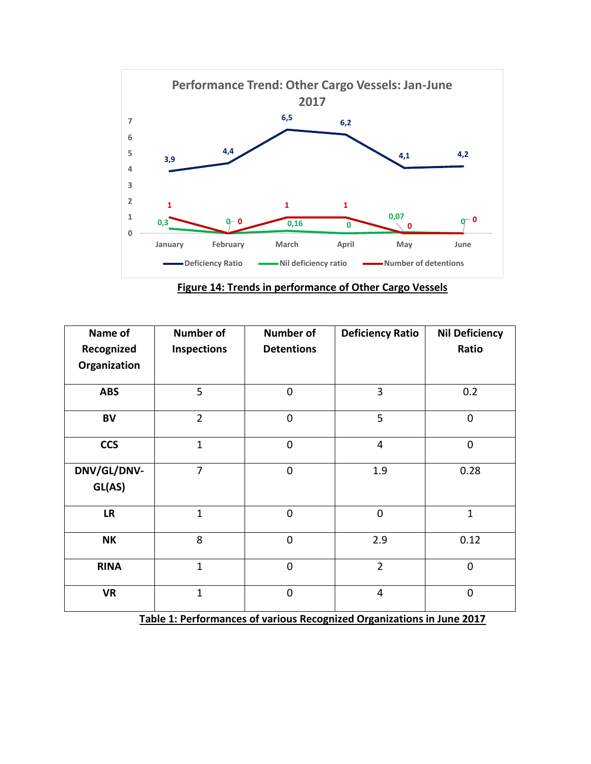Figure 14: Trends in performance of Other Cargo Vessels

| Name of Recognized Organization | Number of Inspections | Number of Detentions | Deficiency Ratio | Nil Deficiency Ratio |
|---|---|---|---|---|
| ABS | 5 | 0 | 3 | 0.2 |
| BV | 2 | 0 | 5 | 0 |
| CCS | 1 | 0 | 4 | 0 |
| DNV/GL/DNV-GL(AS) | 7 | 0 | 1.9 | 0.28 |
| LR | 1 | 0 | 0 | 1 |
| NK | 8 | 0 | 2.9 | 0.12 |
| RINA | 1 | 0 | 2 | 0 |
| VR | 1 | 0 | 4 | 0 |

Table 1: Performances of various Recognized Organizations in June 2017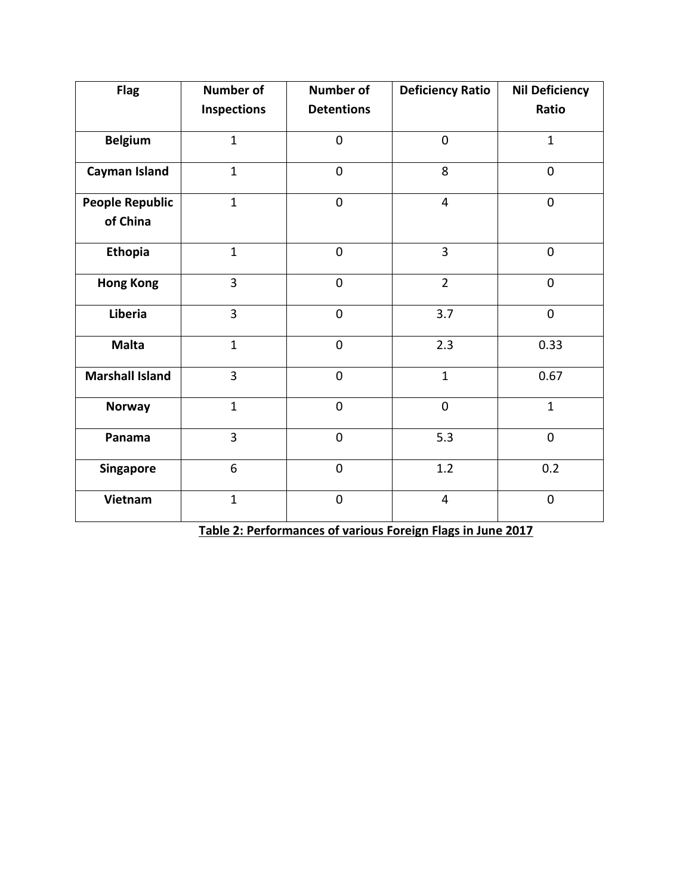| Flag | Number of Inspections | Number of Detentions | Deficiency Ratio | Nil Deficiency Ratio |
|---|---|---|---|---|
| **Belgium** | 1 | 0 | 0 | 1 |
| **Cayman Island** | 1 | 0 | 8 | 0 |
| **People Republic of China** | 1 | 0 | 4 | 0 |
| **Ethopia** | 1 | 0 | 3 | 0 |
| **Hong Kong** | 3 | 0 | 2 | 0 |
| **Liberia** | 3 | 0 | 3.7 | 0 |
| **Malta** | 1 | 0 | 2.3 | 0.33 |
| **Marshall Island** | 3 | 0 | 1 | 0.67 |
| **Norway** | 1 | 0 | 0 | 1 |
| **Panama** | 3 | 0 | 5.3 | 0 |
| **Singapore** | 6 | 0 | 1.2 | 0.2 |
| **Vietnam** | 1 | 0 | 4 | 0 |

**Table 2: Performances of various Foreign Flags in June 2017**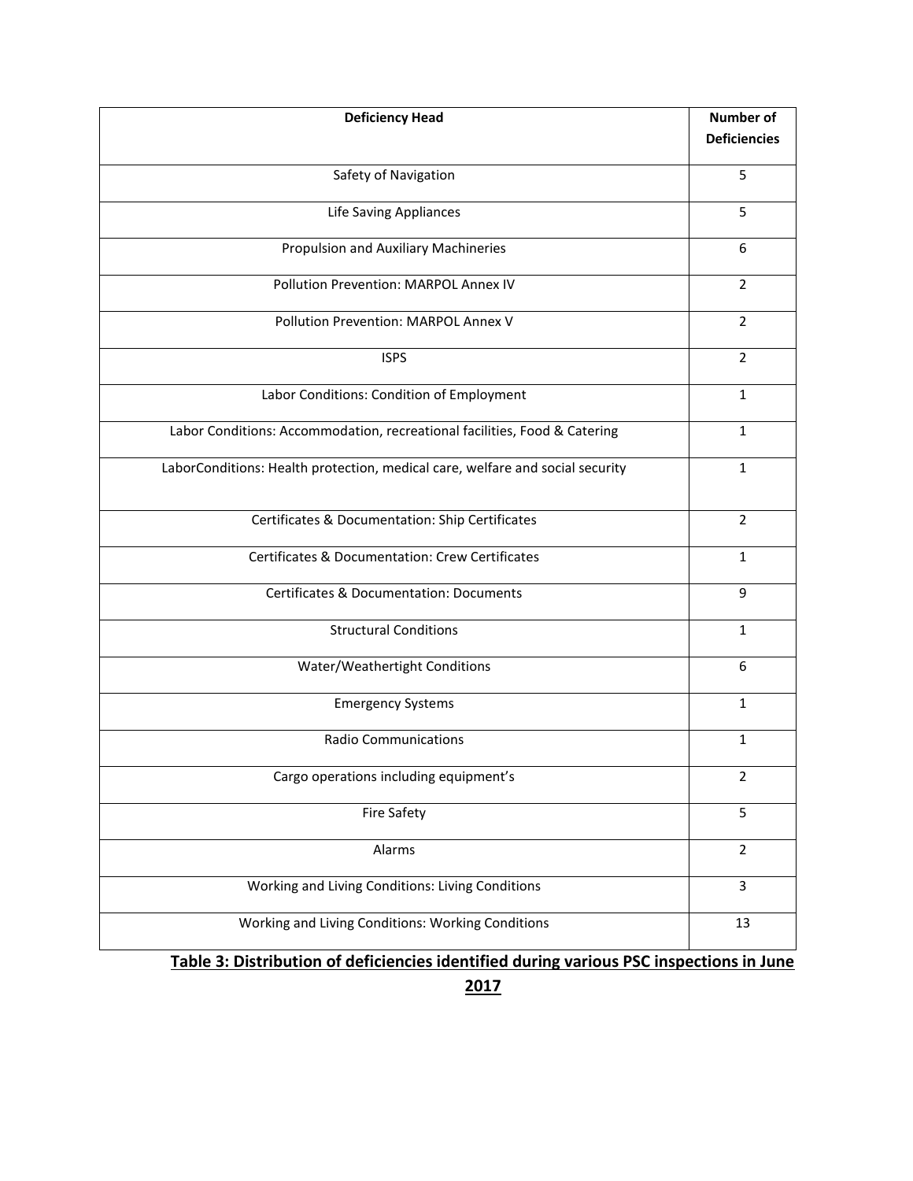| Deficiency Head | Number of Deficiencies |
| --- | --- |
| Safety of Navigation | 5 |
| Life Saving Appliances | 5 |
| Propulsion and Auxiliary Machineries | 6 |
| Pollution Prevention: MARPOL Annex IV | 2 |
| Pollution Prevention: MARPOL Annex V | 2 |
| ISPS | 2 |
| Labor Conditions: Condition of Employment | 1 |
| Labor Conditions: Accommodation, recreational facilities, Food & Catering | 1 |
| LaborConditions: Health protection, medical care, welfare and social security | 1 |
| Certificates & Documentation: Ship Certificates | 2 |
| Certificates & Documentation: Crew Certificates | 1 |
| Certificates & Documentation: Documents | 9 |
| Structural Conditions | 1 |
| Water/Weathertight Conditions | 6 |
| Emergency Systems | 1 |
| Radio Communications | 1 |
| Cargo operations including equipment's | 2 |
| Fire Safety | 5 |
| Alarms | 2 |
| Working and Living Conditions: Living Conditions | 3 |
| Working and Living Conditions: Working Conditions | 13 |

**Table 3: Distribution of deficiencies identified during various PSC inspections in June 2017**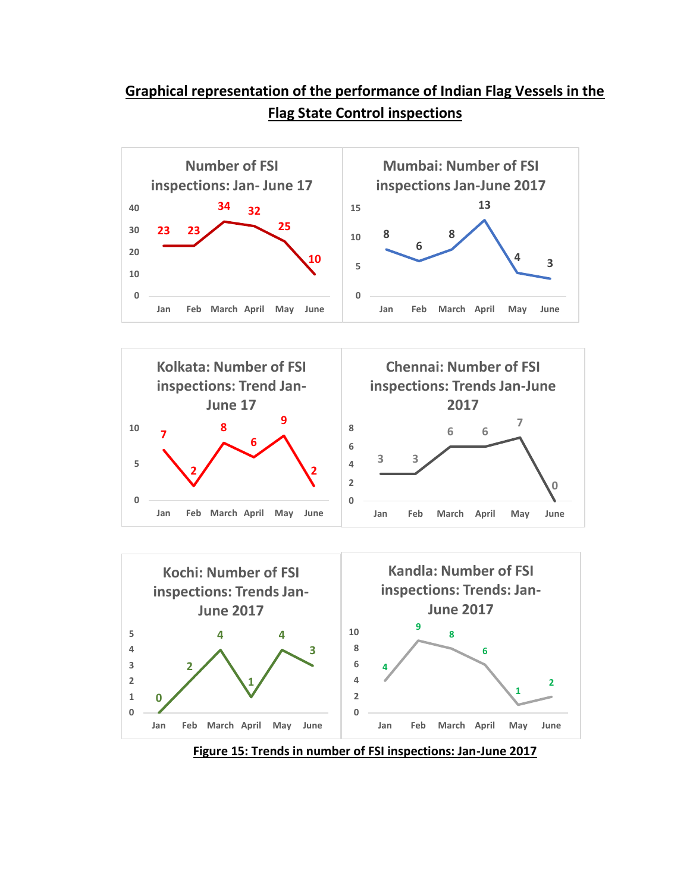# Graphical representation of the performance of Indian Flag Vessels in the Flag State Control inspections

**Number of FSI inspections: Jan- June 17**

| Jan | Feb | March | April | May | June |
|---|---|---|---|---|---|
| 23 | 23 | 34 | 32 | 25 | 10 |

**Mumbai: Number of FSI inspections Jan-June 2017**

| Jan | Feb | March | April | May | June |
|---|---|---|---|---|---|
| 8 | 6 | 8 | 13 | 4 | 3 |

**Kolkata: Number of FSI inspections: Trend Jan-June 17**

| Jan | Feb | March | April | May | June |
|---|---|---|---|---|---|
| 7 | 2 | 8 | 6 | 9 | 2 |

**Chennai: Number of FSI inspections: Trends Jan-June 2017**

| Jan | Feb | March | April | May | June |
|---|---|---|---|---|---|
| 3 | 3 | 6 | 6 | 7 | 0 |

**Kochi: Number of FSI inspections: Trends Jan-June 2017**

| Jan | Feb | March | April | May | June |
|---|---|---|---|---|---|
| 0 | 2 | 4 | 1 | 4 | 3 |

**Kandla: Number of FSI inspections: Trends: Jan-June 2017**

| Jan | Feb | March | April | May | June |
|---|---|---|---|---|---|
| 4 | 9 | 8 | 6 | 1 | 2 |

**Figure 15: Trends in number of FSI inspections: Jan-June 2017**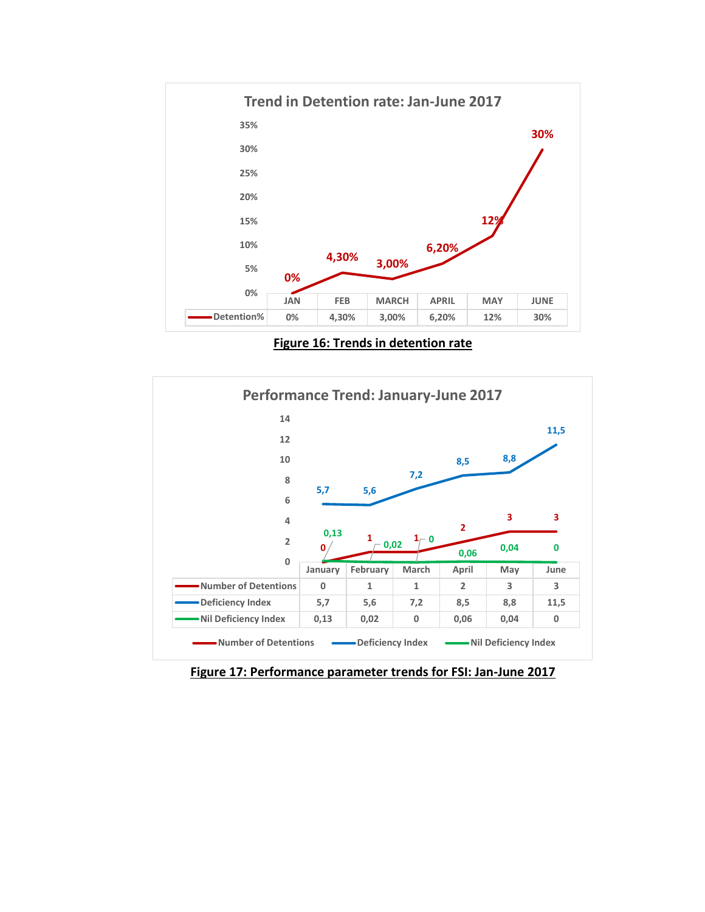**Trend in Detention rate: Jan-June 2017**

| | JAN | FEB | MARCH | APRIL | MAY | JUNE |
|---|---|---|---|---|---|---|
| Detention% | 0% | 4,30% | 3,00% | 6,20% | 12% | 30% |

**Figure 16: Trends in detention rate**

**Performance Trend: January-June 2017**

| | January | February | March | April | May | June |
|---|---|---|---|---|---|---|
| Number of Detentions | 0 | 1 | 1 | 2 | 3 | 3 |
| Deficiency Index | 5,7 | 5,6 | 7,2 | 8,5 | 8,8 | 11,5 |
| Nil Deficiency Index | 0,13 | 0,02 | 0 | 0,06 | 0,04 | 0 |

**Figure 17: Performance parameter trends for FSI: Jan-June 2017**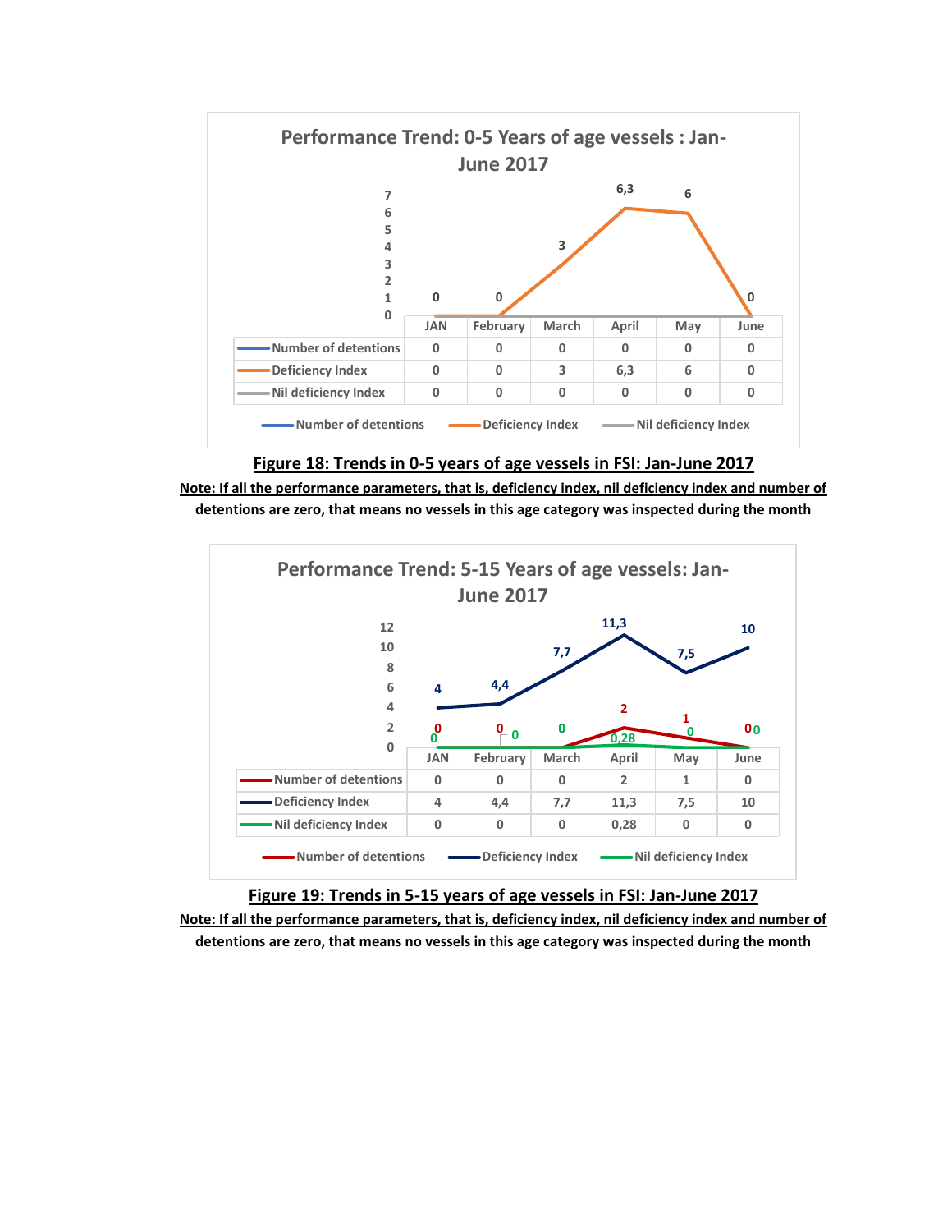**Performance Trend: 0-5 Years of age vessels : Jan-June 2017**

|  | JAN | February | March | April | May | June |
|---|---|---|---|---|---|---|
| Number of detentions | 0 | 0 | 0 | 0 | 0 | 0 |
| Deficiency Index | 0 | 0 | 3 | 6,3 | 6 | 0 |
| Nil deficiency Index | 0 | 0 | 0 | 0 | 0 | 0 |

**Figure 18: Trends in 0-5 years of age vessels in FSI: Jan-June 2017**

**Note: If all the performance parameters, that is, deficiency index, nil deficiency index and number of detentions are zero, that means no vessels in this age category was inspected during the month**

**Performance Trend: 5-15 Years of age vessels: Jan-June 2017**

|  | JAN | February | March | April | May | June |
|---|---|---|---|---|---|---|
| Number of detentions | 0 | 0 | 0 | 2 | 1 | 0 |
| Deficiency Index | 4 | 4,4 | 7,7 | 11,3 | 7,5 | 10 |
| Nil deficiency Index | 0 | 0 | 0 | 0,28 | 0 | 0 |

**Figure 19: Trends in 5-15 years of age vessels in FSI: Jan-June 2017**

**Note: If all the performance parameters, that is, deficiency index, nil deficiency index and number of detentions are zero, that means no vessels in this age category was inspected during the month**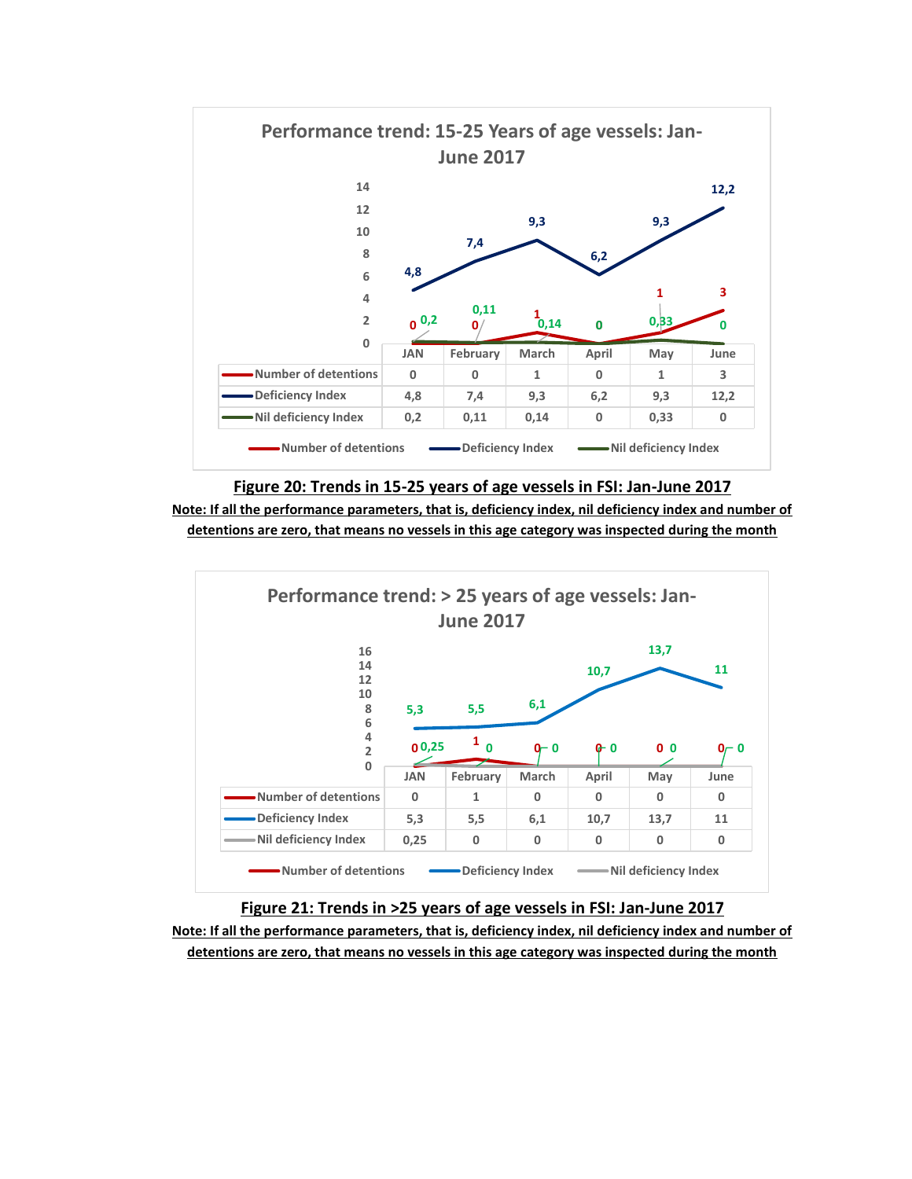**Performance trend: 15-25 Years of age vessels: Jan-June 2017**

| | JAN | February | March | April | May | June |
|---|---|---|---|---|---|---|
| Number of detentions | 0 | 0 | 1 | 0 | 1 | 3 |
| Deficiency Index | 4,8 | 7,4 | 9,3 | 6,2 | 9,3 | 12,2 |
| Nil deficiency Index | 0,2 | 0,11 | 0,14 | 0 | 0,33 | 0 |

**Figure 20: Trends in 15-25 years of age vessels in FSI: Jan-June 2017**

**Note: If all the performance parameters, that is, deficiency index, nil deficiency index and number of detentions are zero, that means no vessels in this age category was inspected during the month**

**Performance trend: > 25 years of age vessels: Jan-June 2017**

| | JAN | February | March | April | May | June |
|---|---|---|---|---|---|---|
| Number of detentions | 0 | 1 | 0 | 0 | 0 | 0 |
| Deficiency Index | 5,3 | 5,5 | 6,1 | 10,7 | 13,7 | 11 |
| Nil deficiency Index | 0,25 | 0 | 0 | 0 | 0 | 0 |

**Figure 21: Trends in >25 years of age vessels in FSI: Jan-June 2017**

**Note: If all the performance parameters, that is, deficiency index, nil deficiency index and number of detentions are zero, that means no vessels in this age category was inspected during the month**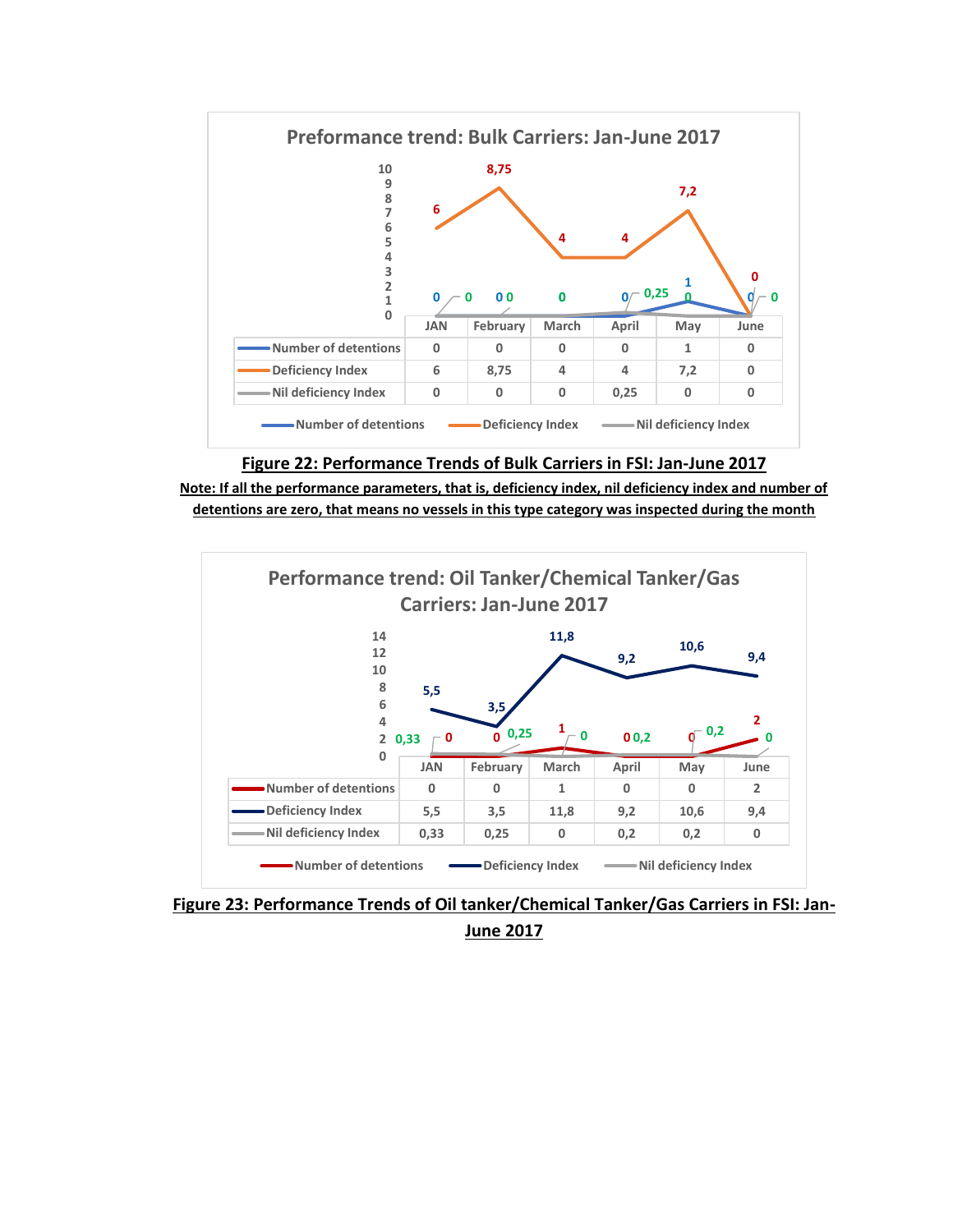**Preformance trend: Bulk Carriers: Jan-June 2017**

| | JAN | February | March | April | May | June |
|---|---|---|---|---|---|---|
| Number of detentions | 0 | 0 | 0 | 0 | 1 | 0 |
| Deficiency Index | 6 | 8,75 | 4 | 4 | 7,2 | 0 |
| Nil deficiency Index | 0 | 0 | 0 | 0,25 | 0 | 0 |

**Figure 22: Performance Trends of Bulk Carriers in FSI: Jan-June 2017**

**Note: If all the performance parameters, that is, deficiency index, nil deficiency index and number of detentions are zero, that means no vessels in this type category was inspected during the month**

**Performance trend: Oil Tanker/Chemical Tanker/Gas Carriers: Jan-June 2017**

| | JAN | February | March | April | May | June |
|---|---|---|---|---|---|---|
| Number of detentions | 0 | 0 | 1 | 0 | 0 | 2 |
| Deficiency Index | 5,5 | 3,5 | 11,8 | 9,2 | 10,6 | 9,4 |
| Nil deficiency Index | 0,33 | 0,25 | 0 | 0,2 | 0,2 | 0 |

**Figure 23: Performance Trends of Oil tanker/Chemical Tanker/Gas Carriers in FSI: Jan-June 2017**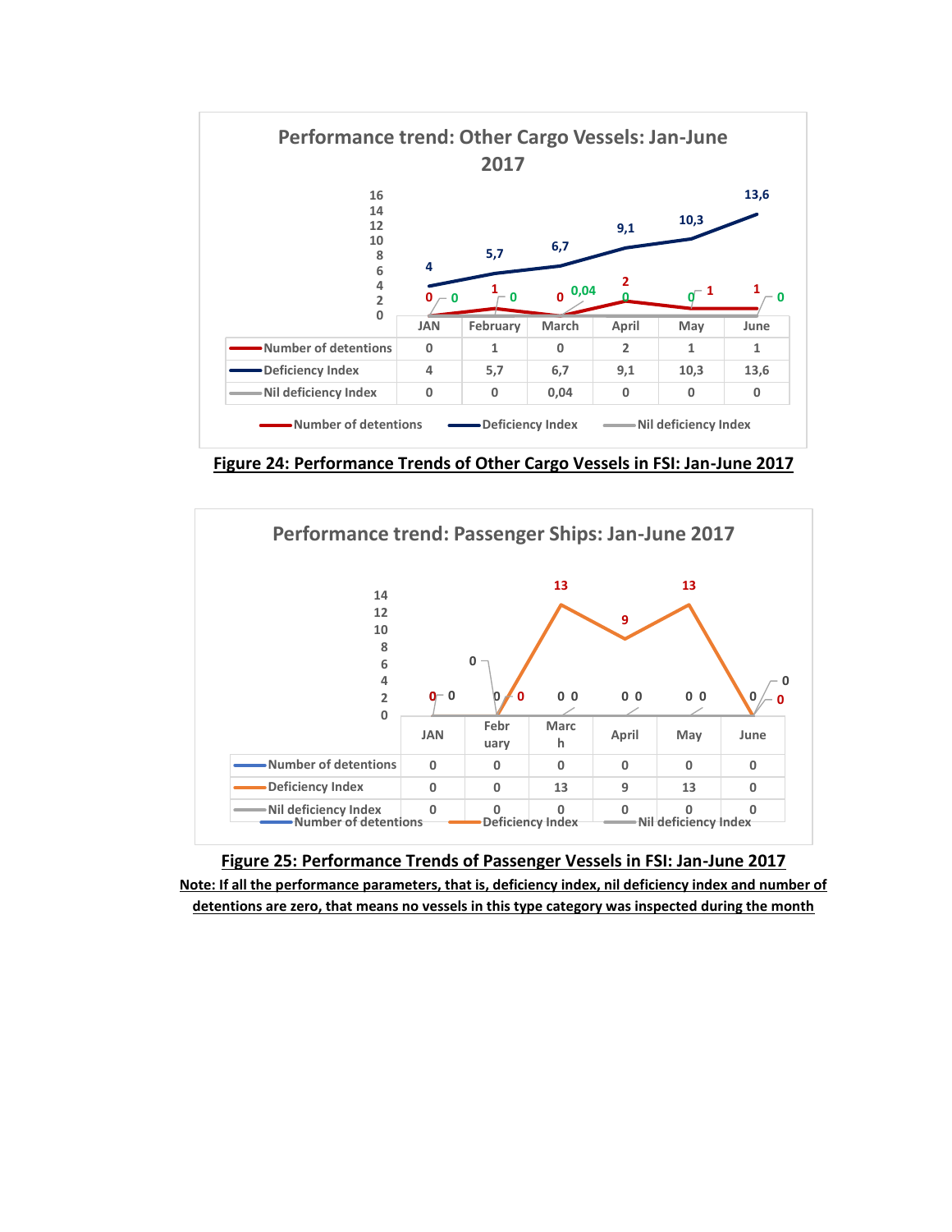**Performance trend: Other Cargo Vessels: Jan-June 2017**

| | JAN | February | March | April | May | June |
|---|---|---|---|---|---|---|
| Number of detentions | 0 | 1 | 0 | 2 | 1 | 1 |
| Deficiency Index | 4 | 5,7 | 6,7 | 9,1 | 10,3 | 13,6 |
| Nil deficiency Index | 0 | 0 | 0,04 | 0 | 0 | 0 |

**Figure 24: Performance Trends of Other Cargo Vessels in FSI: Jan-June 2017**

**Performance trend: Passenger Ships: Jan-June 2017**

| | JAN | February | March | April | May | June |
|---|---|---|---|---|---|---|
| Number of detentions | 0 | 0 | 0 | 0 | 0 | 0 |
| Deficiency Index | 0 | 0 | 13 | 9 | 13 | 0 |
| Nil deficiency Index | 0 | 0 | 0 | 0 | 0 | 0 |

**Figure 25: Performance Trends of Passenger Vessels in FSI: Jan-June 2017**

**Note: If all the performance parameters, that is, deficiency index, nil deficiency index and number of detentions are zero, that means no vessels in this type category was inspected during the month**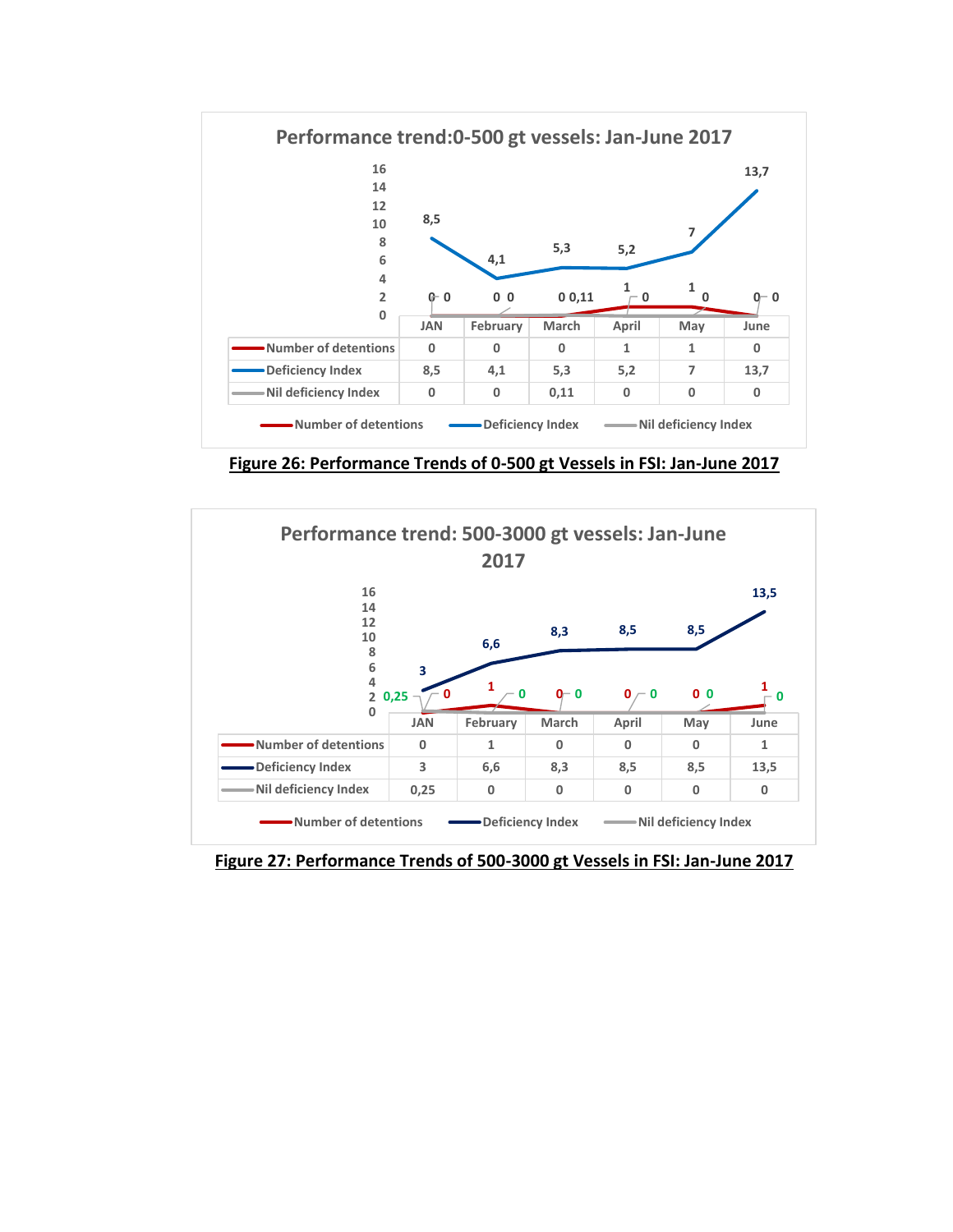**Performance trend:0-500 gt vessels: Jan-June 2017**

| | JAN | February | March | April | May | June |
|---|---|---|---|---|---|---|
| Number of detentions | 0 | 0 | 0 | 1 | 1 | 0 |
| Deficiency Index | 8,5 | 4,1 | 5,3 | 5,2 | 7 | 13,7 |
| Nil deficiency Index | 0 | 0 | 0,11 | 0 | 0 | 0 |

**Figure 26: Performance Trends of 0-500 gt Vessels in FSI: Jan-June 2017**

**Performance trend: 500-3000 gt vessels: Jan-June 2017**

| | JAN | February | March | April | May | June |
|---|---|---|---|---|---|---|
| Number of detentions | 0 | 1 | 0 | 0 | 0 | 1 |
| Deficiency Index | 3 | 6,6 | 8,3 | 8,5 | 8,5 | 13,5 |
| Nil deficiency Index | 0,25 | 0 | 0 | 0 | 0 | 0 |

**Figure 27: Performance Trends of 500-3000 gt Vessels in FSI: Jan-June 2017**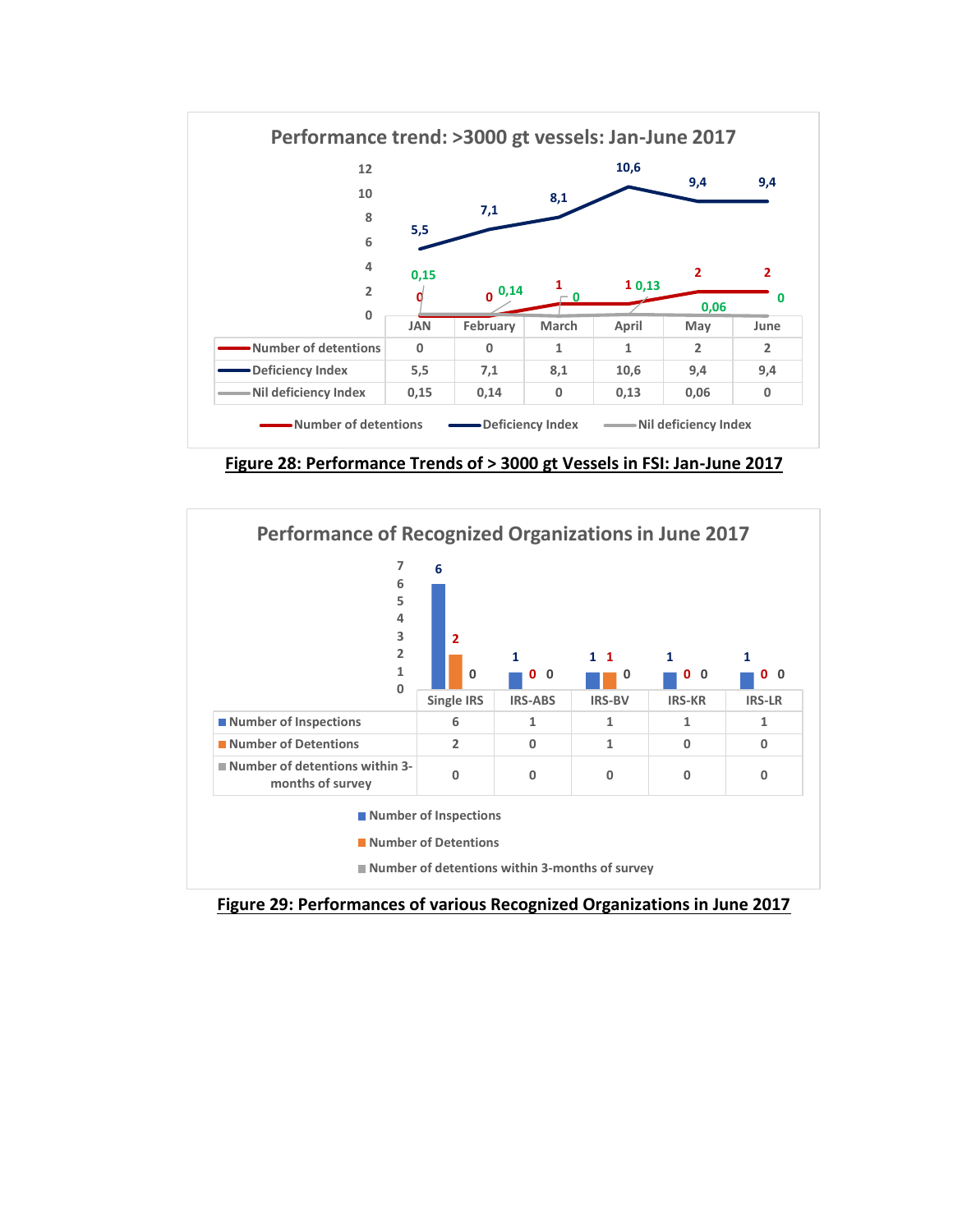**Performance trend: >3000 gt vessels: Jan-June 2017**

| | JAN | February | March | April | May | June |
|---|---|---|---|---|---|---|
| Number of detentions | 0 | 0 | 1 | 1 | 2 | 2 |
| Deficiency Index | 5,5 | 7,1 | 8,1 | 10,6 | 9,4 | 9,4 |
| Nil deficiency Index | 0,15 | 0,14 | 0 | 0,13 | 0,06 | 0 |

**Figure 28: Performance Trends of > 3000 gt Vessels in FSI: Jan-June 2017**

**Performance of Recognized Organizations in June 2017**

| | Single IRS | IRS-ABS | IRS-BV | IRS-KR | IRS-LR |
|---|---|---|---|---|---|
| Number of Inspections | 6 | 1 | 1 | 1 | 1 |
| Number of Detentions | 2 | 0 | 1 | 0 | 0 |
| Number of detentions within 3-months of survey | 0 | 0 | 0 | 0 | 0 |

**Figure 29: Performances of various Recognized Organizations in June 2017**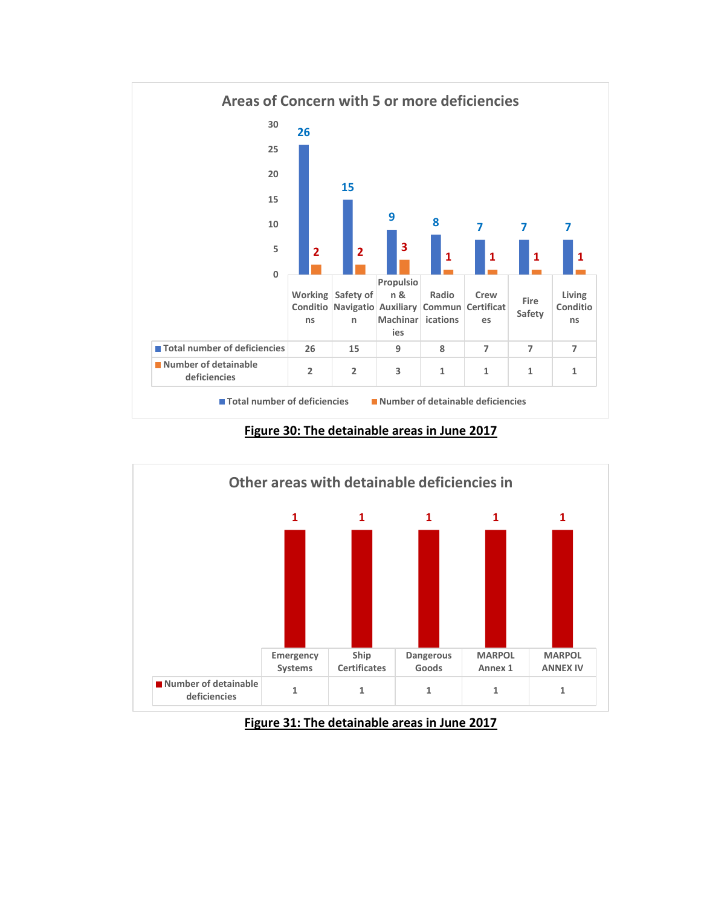**Areas of Concern with 5 or more deficiencies**

| | Working Conditions | Safety of Navigation | Propulsion & Auxiliary Machinaries | Radio Communications | Crew Certificates | Fire Safety | Living Conditions |
|---|---|---|---|---|---|---|---|
| Total number of deficiencies | 26 | 15 | 9 | 8 | 7 | 7 | 7 |
| Number of detainable deficiencies | 2 | 2 | 3 | 1 | 1 | 1 | 1 |

**Figure 30: The detainable areas in June 2017**

**Other areas with detainable deficiencies in**

| | Emergency Systems | Ship Certificates | Dangerous Goods | MARPOL Annex 1 | MARPOL ANNEX IV |
|---|---|---|---|---|---|
| Number of detainable deficiencies | 1 | 1 | 1 | 1 | 1 |

**Figure 31: The detainable areas in June 2017**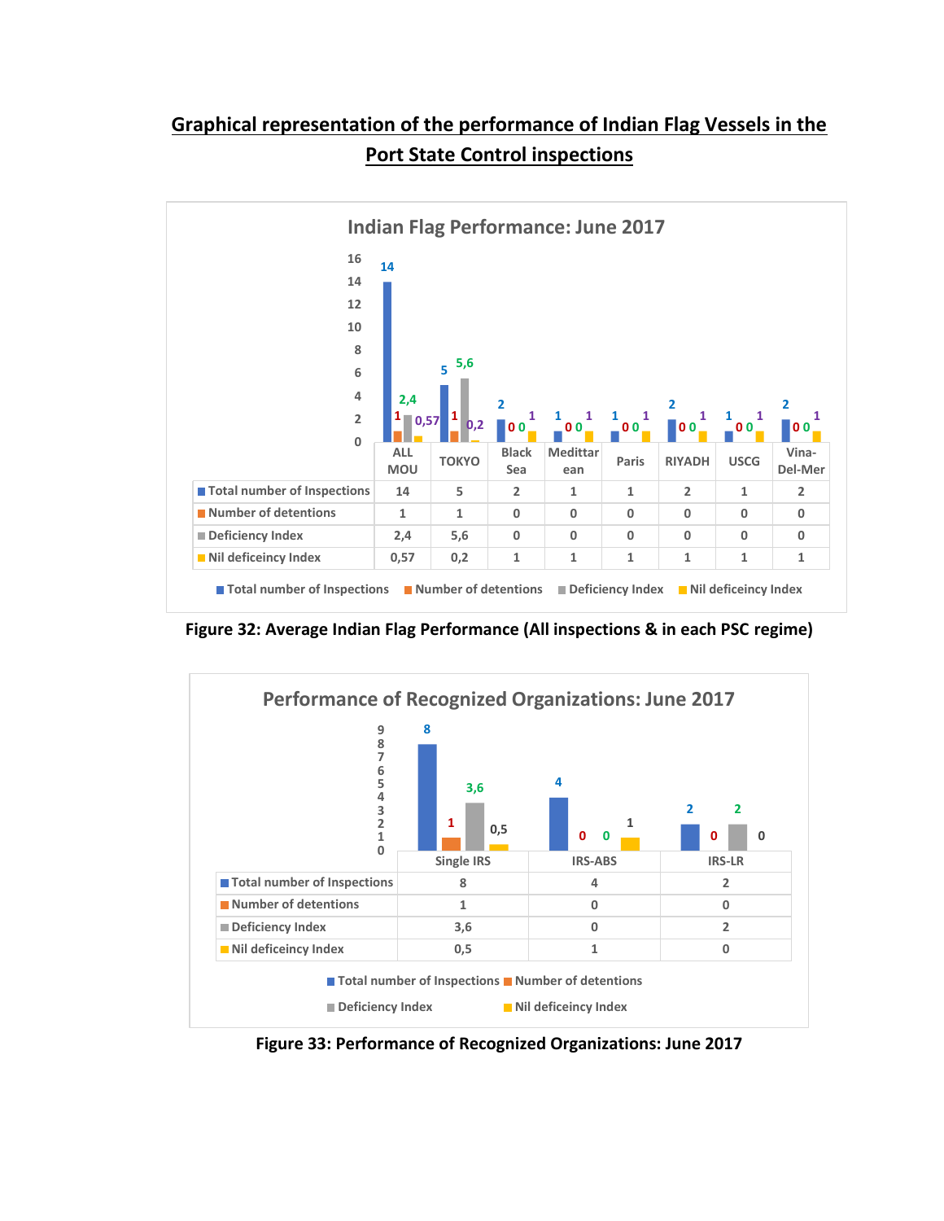## Graphical representation of the performance of Indian Flag Vessels in the Port State Control inspections

**Indian Flag Performance: June 2017**

| | ALL MOU | TOKYO | Black Sea | Medittarean | Paris | RIYADH | USCG | Vina-Del-Mer |
|---|---|---|---|---|---|---|---|---|
| Total number of Inspections | 14 | 5 | 2 | 1 | 1 | 2 | 1 | 2 |
| Number of detentions | 1 | 1 | 0 | 0 | 0 | 0 | 0 | 0 |
| Deficiency Index | 2,4 | 5,6 | 0 | 0 | 0 | 0 | 0 | 0 |
| Nil deficeincy Index | 0,57 | 0,2 | 1 | 1 | 1 | 1 | 1 | 1 |

**Figure 32: Average Indian Flag Performance (All inspections & in each PSC regime)**

**Performance of Recognized Organizations: June 2017**

| | Single IRS | IRS-ABS | IRS-LR |
|---|---|---|---|
| Total number of Inspections | 8 | 4 | 2 |
| Number of detentions | 1 | 0 | 0 |
| Deficiency Index | 3,6 | 0 | 2 |
| Nil deficeincy Index | 0,5 | 1 | 0 |

**Figure 33: Performance of Recognized Organizations: June 2017**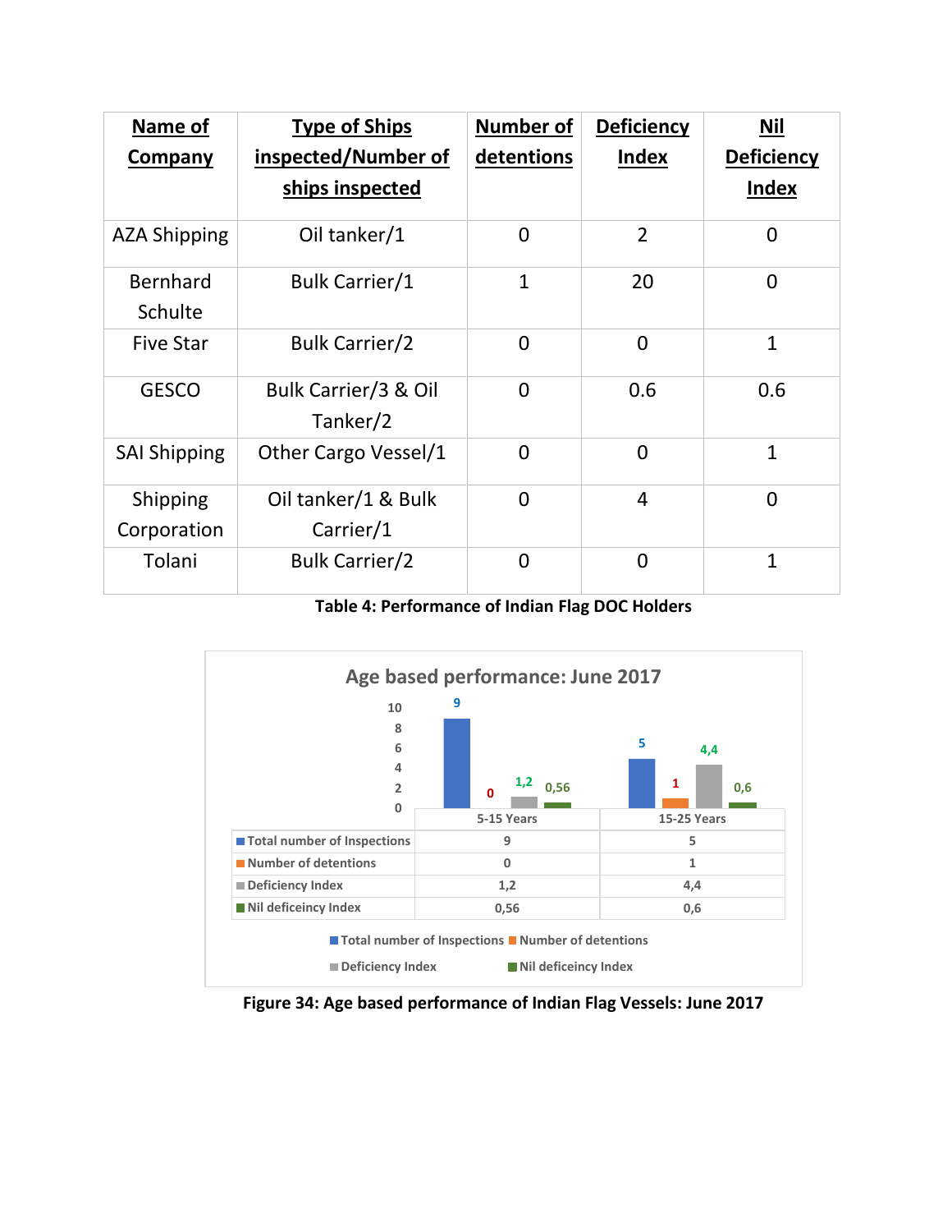| Name of Company | Type of Ships inspected/Number of ships inspected | Number of detentions | Deficiency Index | Nil Deficiency Index |
|---|---|---|---|---|
| AZA Shipping | Oil tanker/1 | 0 | 2 | 0 |
| Bernhard Schulte | Bulk Carrier/1 | 1 | 20 | 0 |
| Five Star | Bulk Carrier/2 | 0 | 0 | 1 |
| GESCO | Bulk Carrier/3 & Oil Tanker/2 | 0 | 0.6 | 0.6 |
| SAI Shipping | Other Cargo Vessel/1 | 0 | 0 | 1 |
| Shipping Corporation | Oil tanker/1 & Bulk Carrier/1 | 0 | 4 | 0 |
| Tolani | Bulk Carrier/2 | 0 | 0 | 1 |

**Table 4: Performance of Indian Flag DOC Holders**

**Age based performance: June 2017**

| | 5-15 Years | 15-25 Years |
|---|---|---|
| Total number of Inspections | 9 | 5 |
| Number of detentions | 0 | 1 |
| Deficiency Index | 1,2 | 4,4 |
| Nil deficeincy Index | 0,56 | 0,6 |

**Figure 34: Age based performance of Indian Flag Vessels: June 2017**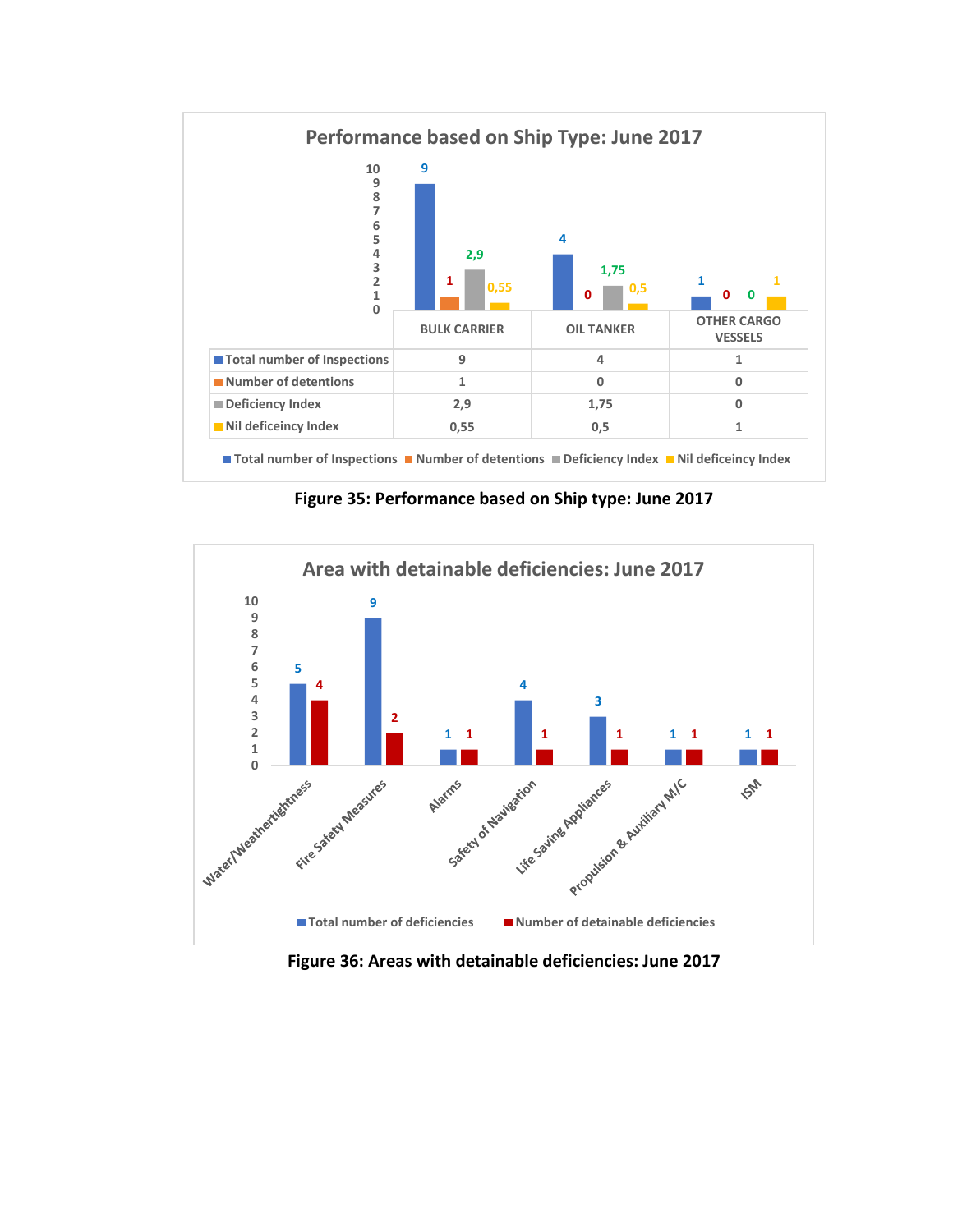## Performance based on Ship Type: June 2017

| | BULK CARRIER | OIL TANKER | OTHER CARGO VESSELS |
|---|---|---|---|
| Total number of Inspections | 9 | 4 | 1 |
| Number of detentions | 1 | 0 | 0 |
| Deficiency Index | 2,9 | 1,75 | 0 |
| Nil deficeincy Index | 0,55 | 0,5 | 1 |

Figure 35: Performance based on Ship type: June 2017

## Area with detainable deficiencies: June 2017

| Area | Total number of deficiencies | Number of detainable deficiencies |
|---|---|---|
| Water/Weathertightness | 5 | 4 |
| Fire Safety Measures | 9 | 2 |
| Alarms | 1 | 1 |
| Safety of Navigation | 4 | 1 |
| Life Saving Appliances | 3 | 1 |
| Propulsion & Auxiliary M/C | 1 | 1 |
| ISM | 1 | 1 |

Figure 36: Areas with detainable deficiencies: June 2017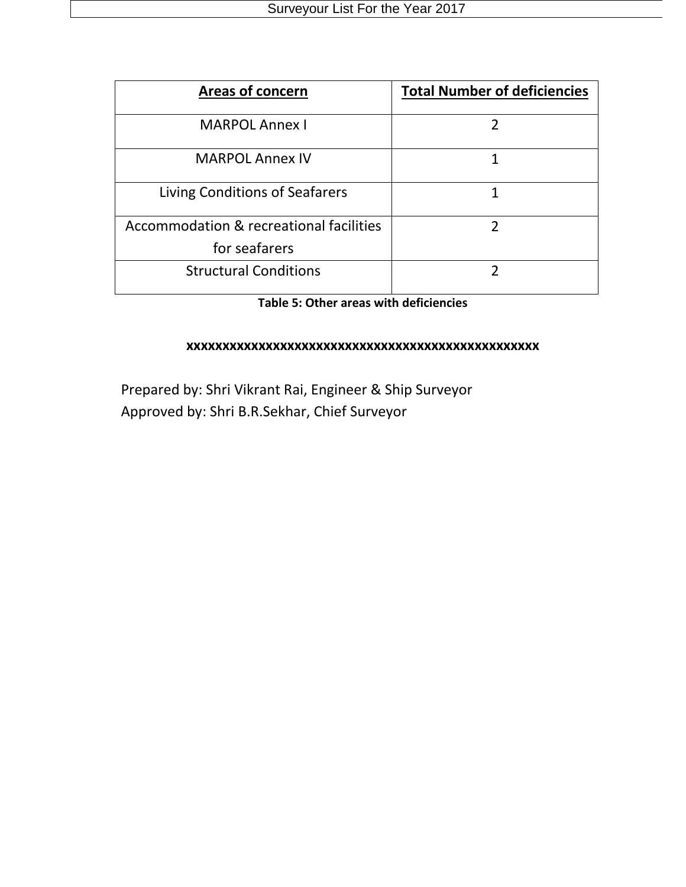| **Areas of concern** | **Total Number of deficiencies** |
|---|---|
| MARPOL Annex I | 2 |
| MARPOL Annex IV | 1 |
| Living Conditions of Seafarers | 1 |
| Accommodation & recreational facilities for seafarers | 2 |
| Structural Conditions | 2 |

**Table 5: Other areas with deficiencies**

**xxxxxxxxxxxxxxxxxxxxxxxxxxxxxxxxxxxxxxxxxxxxxxxxxx**

Prepared by: Shri Vikrant Rai, Engineer & Ship Surveyor
Approved by: Shri B.R.Sekhar, Chief Surveyor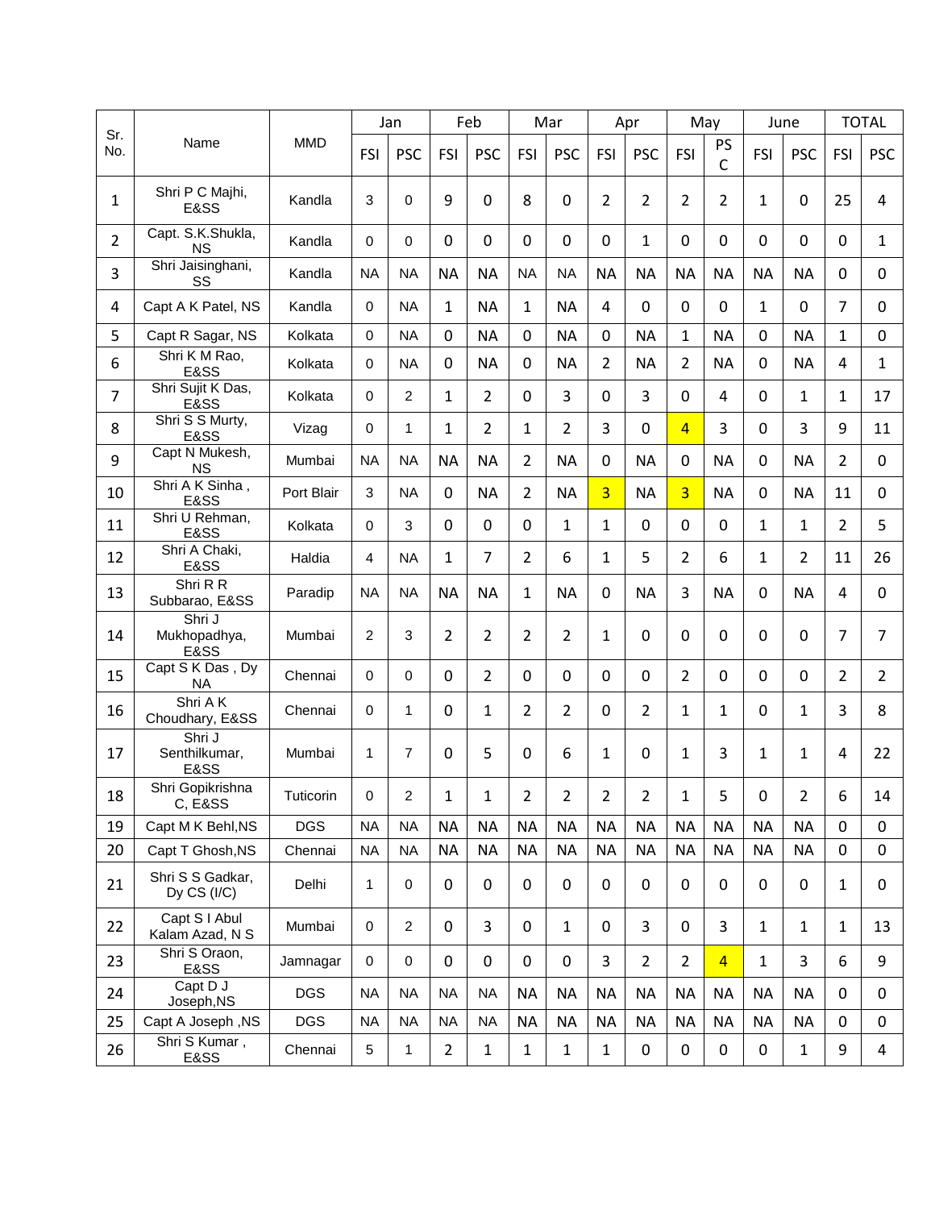| Sr. No. | Name | MMD | Jan | | Feb | | Mar | | Apr | | May | | June | | TOTAL | |
|---|---|---|---|---|---|---|---|---|---|---|---|---|---|---|---|---|
| | | | FSI | PSC | FSI | PSC | FSI | PSC | FSI | PSC | FSI | PSC | FSI | PSC | FSI | PSC |
| 1 | Shri P C Majhi, E&SS | Kandla | 3 | 0 | 9 | 0 | 8 | 0 | 2 | 2 | 2 | 2 | 1 | 0 | 25 | 4 |
| 2 | Capt. S.K.Shukla, NS | Kandla | 0 | 0 | 0 | 0 | 0 | 0 | 0 | 1 | 0 | 0 | 0 | 0 | 0 | 1 |
| 3 | Shri Jaisinghani, SS | Kandla | NA | NA | NA | NA | NA | NA | NA | NA | NA | NA | NA | NA | 0 | 0 |
| 4 | Capt A K Patel, NS | Kandla | 0 | NA | 1 | NA | 1 | NA | 4 | 0 | 0 | 0 | 1 | 0 | 7 | 0 |
| 5 | Capt R Sagar, NS | Kolkata | 0 | NA | 0 | NA | 0 | NA | 0 | NA | 1 | NA | 0 | NA | 1 | 0 |
| 6 | Shri K M Rao, E&SS | Kolkata | 0 | NA | 0 | NA | 0 | NA | 2 | NA | 2 | NA | 0 | NA | 4 | 1 |
| 7 | Shri Sujit K Das, E&SS | Kolkata | 0 | 2 | 1 | 2 | 0 | 3 | 0 | 3 | 0 | 4 | 0 | 1 | 1 | 17 |
| 8 | Shri S S Murty, E&SS | Vizag | 0 | 1 | 1 | 2 | 1 | 2 | 3 | 0 | 4 | 3 | 0 | 3 | 9 | 11 |
| 9 | Capt N Mukesh, NS | Mumbai | NA | NA | NA | NA | 2 | NA | 0 | NA | 0 | NA | 0 | NA | 2 | 0 |
| 10 | Shri A K Sinha , E&SS | Port Blair | 3 | NA | 0 | NA | 2 | NA | 3 | NA | 3 | NA | 0 | NA | 11 | 0 |
| 11 | Shri U Rehman, E&SS | Kolkata | 0 | 3 | 0 | 0 | 0 | 1 | 1 | 0 | 0 | 0 | 1 | 1 | 2 | 5 |
| 12 | Shri A Chaki, E&SS | Haldia | 4 | NA | 1 | 7 | 2 | 6 | 1 | 5 | 2 | 6 | 1 | 2 | 11 | 26 |
| 13 | Shri R R Subbarao, E&SS | Paradip | NA | NA | NA | NA | 1 | NA | 0 | NA | 3 | NA | 0 | NA | 4 | 0 |
| 14 | Shri J Mukhopadhya, E&SS | Mumbai | 2 | 3 | 2 | 2 | 2 | 2 | 1 | 0 | 0 | 0 | 0 | 0 | 7 | 7 |
| 15 | Capt S K Das , Dy NA | Chennai | 0 | 0 | 0 | 2 | 0 | 0 | 0 | 0 | 2 | 0 | 0 | 0 | 2 | 2 |
| 16 | Shri A K Choudhary, E&SS | Chennai | 0 | 1 | 0 | 1 | 2 | 2 | 0 | 2 | 1 | 1 | 0 | 1 | 3 | 8 |
| 17 | Shri J Senthilkumar, E&SS | Mumbai | 1 | 7 | 0 | 5 | 0 | 6 | 1 | 0 | 1 | 3 | 1 | 1 | 4 | 22 |
| 18 | Shri Gopikrishna C, E&SS | Tuticorin | 0 | 2 | 1 | 1 | 2 | 2 | 2 | 2 | 1 | 5 | 0 | 2 | 6 | 14 |
| 19 | Capt M K Behl,NS | DGS | NA | NA | NA | NA | NA | NA | NA | NA | NA | NA | NA | NA | 0 | 0 |
| 20 | Capt T Ghosh,NS | Chennai | NA | NA | NA | NA | NA | NA | NA | NA | NA | NA | NA | NA | 0 | 0 |
| 21 | Shri S S Gadkar, Dy CS (I/C) | Delhi | 1 | 0 | 0 | 0 | 0 | 0 | 0 | 0 | 0 | 0 | 0 | 0 | 1 | 0 |
| 22 | Capt S I Abul Kalam Azad, N S | Mumbai | 0 | 2 | 0 | 3 | 0 | 1 | 0 | 3 | 0 | 3 | 1 | 1 | 1 | 13 |
| 23 | Shri S Oraon, E&SS | Jamnagar | 0 | 0 | 0 | 0 | 0 | 0 | 3 | 2 | 2 | 4 | 1 | 3 | 6 | 9 |
| 24 | Capt D J Joseph,NS | DGS | NA | NA | NA | NA | NA | NA | NA | NA | NA | NA | NA | NA | 0 | 0 |
| 25 | Capt A Joseph ,NS | DGS | NA | NA | NA | NA | NA | NA | NA | NA | NA | NA | NA | NA | 0 | 0 |
| 26 | Shri S Kumar , E&SS | Chennai | 5 | 1 | 2 | 1 | 1 | 1 | 1 | 0 | 0 | 0 | 0 | 1 | 9 | 4 |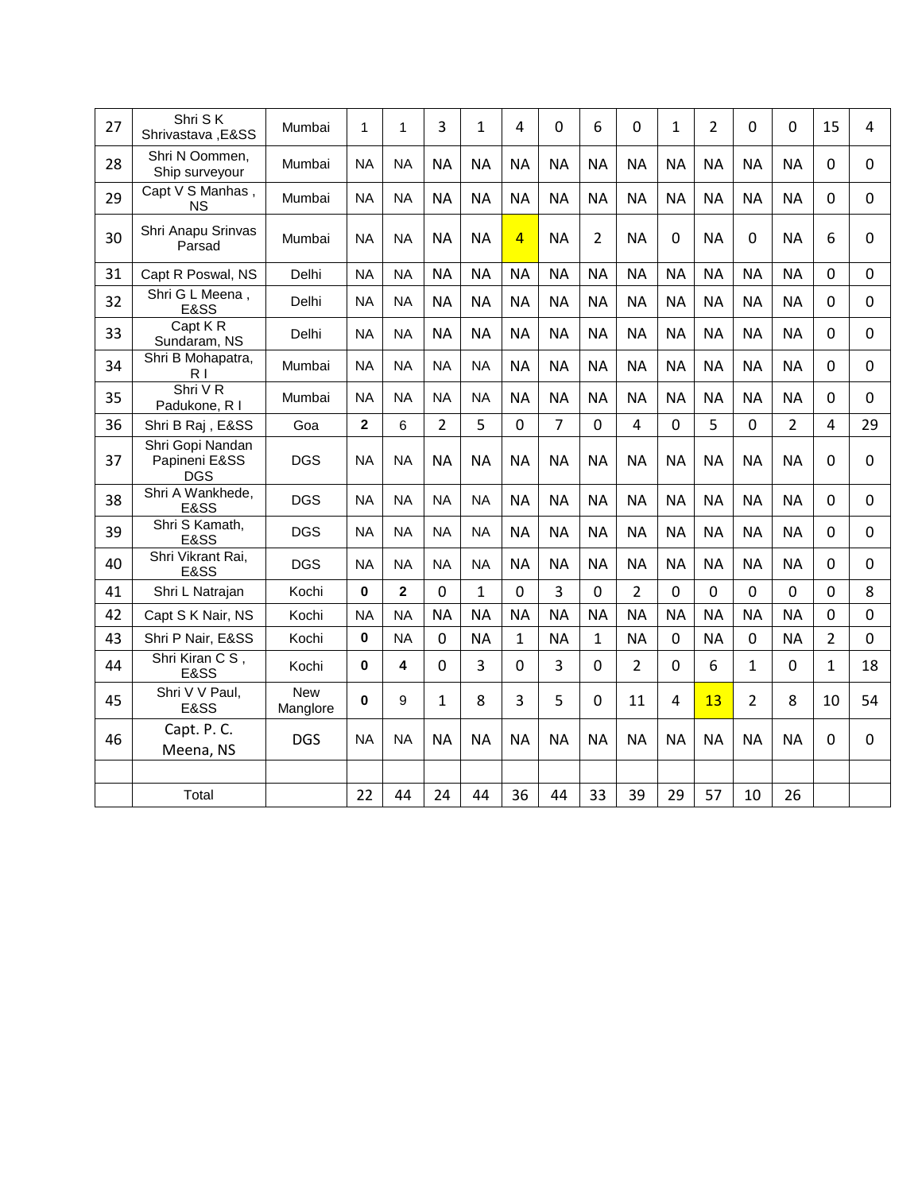| | | | | | | | | | | | | | | | | | |
|---|---|---|---|---|---|---|---|---|---|---|---|---|---|---|---|---|---|
| 27 | Shri S K Shrivastava ,E&SS | Mumbai | 1 | 1 | 3 | 1 | 4 | 0 | 6 | 0 | 1 | 2 | 0 | 0 | 15 | 4 |
| 28 | Shri N Oommen, Ship surveyour | Mumbai | NA | NA | NA | NA | NA | NA | NA | NA | NA | NA | NA | NA | 0 | 0 |
| 29 | Capt V S Manhas , NS | Mumbai | NA | NA | NA | NA | NA | NA | NA | NA | NA | NA | NA | NA | 0 | 0 |
| 30 | Shri Anapu Srinvas Parsad | Mumbai | NA | NA | NA | NA | 4 | NA | 2 | NA | 0 | NA | 0 | NA | 6 | 0 |
| 31 | Capt R Poswal, NS | Delhi | NA | NA | NA | NA | NA | NA | NA | NA | NA | NA | NA | NA | 0 | 0 |
| 32 | Shri G L Meena , E&SS | Delhi | NA | NA | NA | NA | NA | NA | NA | NA | NA | NA | NA | NA | 0 | 0 |
| 33 | Capt K R Sundaram, NS | Delhi | NA | NA | NA | NA | NA | NA | NA | NA | NA | NA | NA | NA | 0 | 0 |
| 34 | Shri B Mohapatra, R I | Mumbai | NA | NA | NA | NA | NA | NA | NA | NA | NA | NA | NA | NA | 0 | 0 |
| 35 | Shri V R Padukone, R I | Mumbai | NA | NA | NA | NA | NA | NA | NA | NA | NA | NA | NA | NA | 0 | 0 |
| 36 | Shri B Raj , E&SS | Goa | **2** | 6 | 2 | 5 | 0 | 7 | 0 | 4 | 0 | 5 | 0 | 2 | 4 | 29 |
| 37 | Shri Gopi Nandan Papineni E&SS DGS | DGS | NA | NA | NA | NA | NA | NA | NA | NA | NA | NA | NA | NA | 0 | 0 |
| 38 | Shri A Wankhede, E&SS | DGS | NA | NA | NA | NA | NA | NA | NA | NA | NA | NA | NA | NA | 0 | 0 |
| 39 | Shri S Kamath, E&SS | DGS | NA | NA | NA | NA | NA | NA | NA | NA | NA | NA | NA | NA | 0 | 0 |
| 40 | Shri Vikrant Rai, E&SS | DGS | NA | NA | NA | NA | NA | NA | NA | NA | NA | NA | NA | NA | 0 | 0 |
| 41 | Shri L Natrajan | Kochi | **0** | **2** | 0 | 1 | 0 | 3 | 0 | 2 | 0 | 0 | 0 | 0 | 0 | 8 |
| 42 | Capt S K Nair, NS | Kochi | NA | NA | NA | NA | NA | NA | NA | NA | NA | NA | NA | NA | 0 | 0 |
| 43 | Shri P Nair, E&SS | Kochi | **0** | NA | 0 | NA | 1 | NA | 1 | NA | 0 | NA | 0 | NA | 2 | 0 |
| 44 | Shri Kiran C S , E&SS | Kochi | **0** | **4** | 0 | 3 | 0 | 3 | 0 | 2 | 0 | 6 | 1 | 0 | 1 | 18 |
| 45 | Shri V V Paul, E&SS | New Manglore | **0** | 9 | 1 | 8 | 3 | 5 | 0 | 11 | 4 | 13 | 2 | 8 | 10 | 54 |
| 46 | Capt. P. C. Meena, NS | DGS | NA | NA | NA | NA | NA | NA | NA | NA | NA | NA | NA | NA | 0 | 0 |
| | | | | | | | | | | | | | | | | |
| | Total | | 22 | 44 | 24 | 44 | 36 | 44 | 33 | 39 | 29 | 57 | 10 | 26 | | |